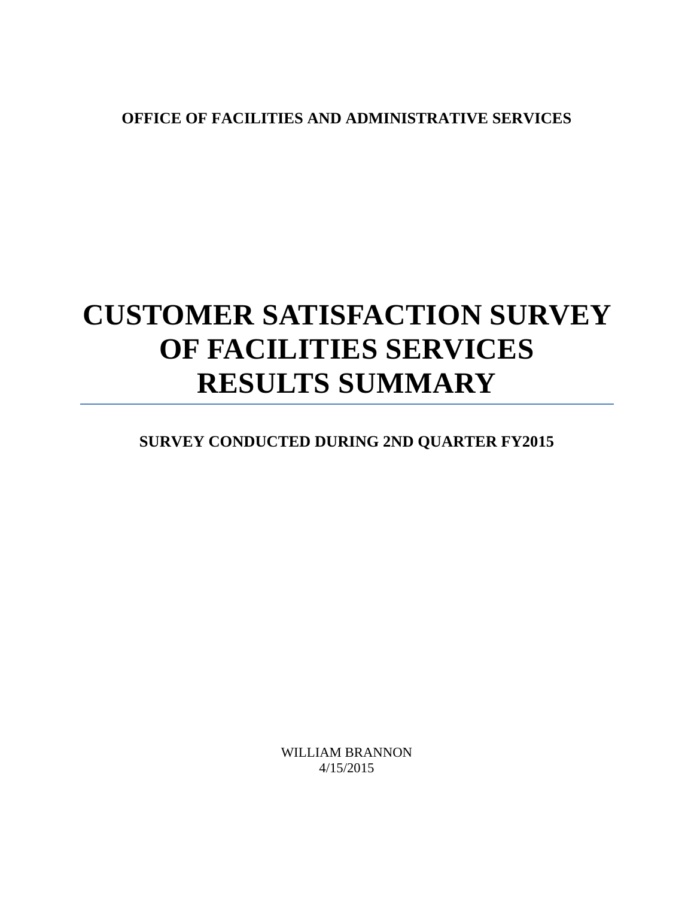**OFFICE OF FACILITIES AND ADMINISTRATIVE SERVICES**

# CUSTOMER SATISFACTION SURVEY OF FACILITIES SERVICES RESULTS SUMMARY

**SURVEY CONDUCTED DURING 2ND QUARTER FY2015**

WILLIAM BRANNON
4/15/2015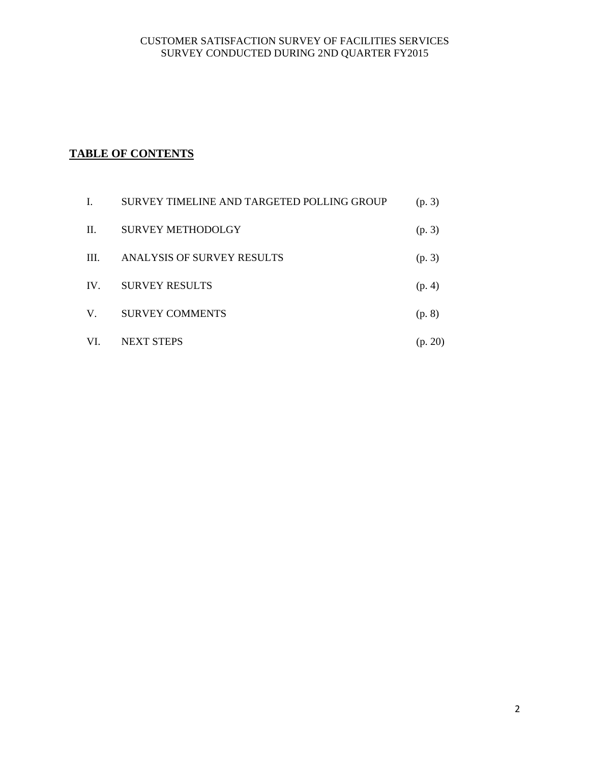CUSTOMER SATISFACTION SURVEY OF FACILITIES SERVICES
SURVEY CONDUCTED DURING 2ND QUARTER FY2015

## TABLE OF CONTENTS

| | | |
|---|---|---|
| I. | SURVEY TIMELINE AND TARGETED POLLING GROUP | (p. 3) |
| II. | SURVEY METHODOLGY | (p. 3) |
| III. | ANALYSIS OF SURVEY RESULTS | (p. 3) |
| IV. | SURVEY RESULTS | (p. 4) |
| V. | SURVEY COMMENTS | (p. 8) |
| VI. | NEXT STEPS | (p. 20) |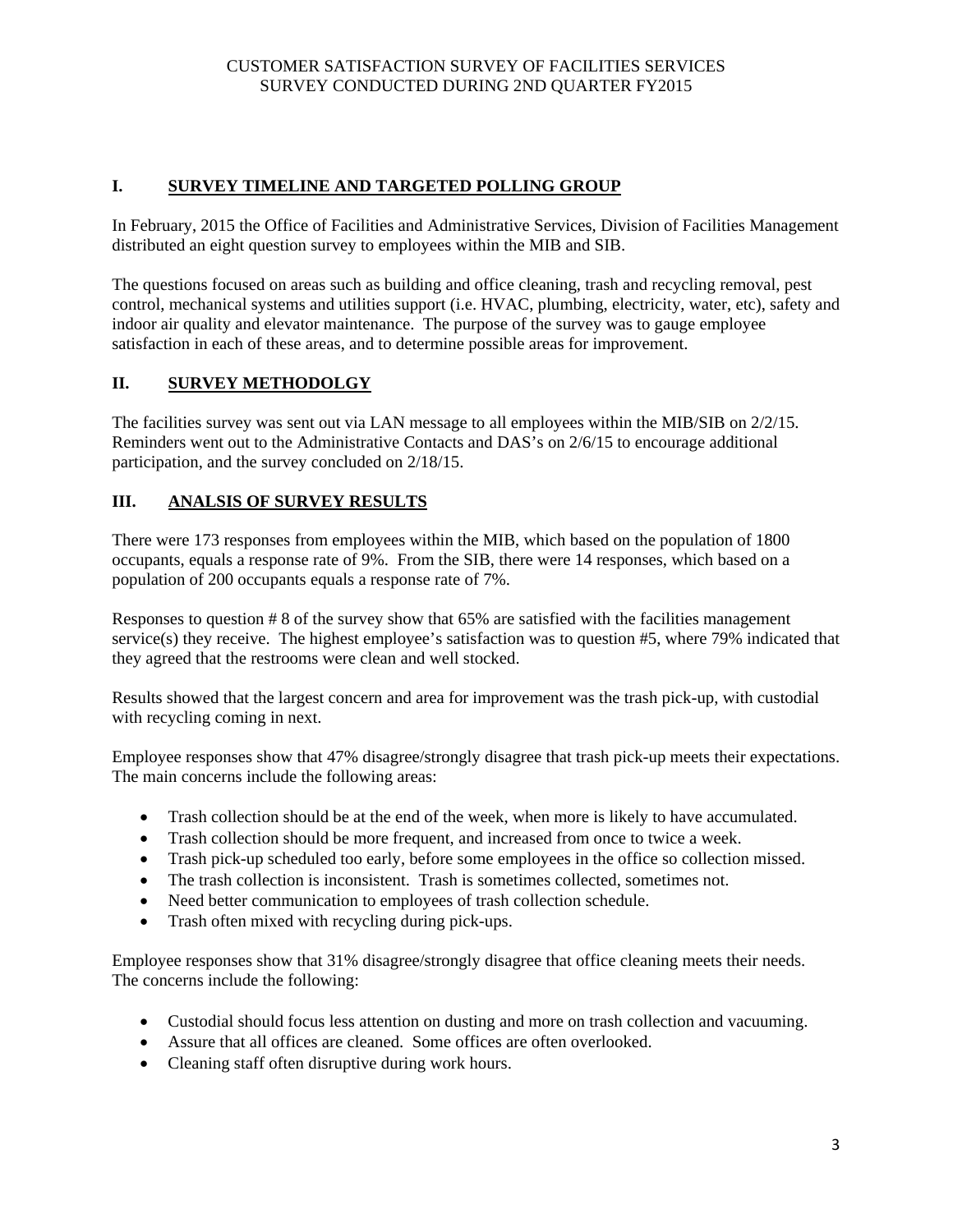CUSTOMER SATISFACTION SURVEY OF FACILITIES SERVICES
SURVEY CONDUCTED DURING 2ND QUARTER FY2015

## I. SURVEY TIMELINE AND TARGETED POLLING GROUP

In February, 2015 the Office of Facilities and Administrative Services, Division of Facilities Management distributed an eight question survey to employees within the MIB and SIB.

The questions focused on areas such as building and office cleaning, trash and recycling removal, pest control, mechanical systems and utilities support (i.e. HVAC, plumbing, electricity, water, etc), safety and indoor air quality and elevator maintenance. The purpose of the survey was to gauge employee satisfaction in each of these areas, and to determine possible areas for improvement.

## II. SURVEY METHODOLGY

The facilities survey was sent out via LAN message to all employees within the MIB/SIB on 2/2/15. Reminders went out to the Administrative Contacts and DAS's on 2/6/15 to encourage additional participation, and the survey concluded on 2/18/15.

## III. ANALSIS OF SURVEY RESULTS

There were 173 responses from employees within the MIB, which based on the population of 1800 occupants, equals a response rate of 9%. From the SIB, there were 14 responses, which based on a population of 200 occupants equals a response rate of 7%.

Responses to question # 8 of the survey show that 65% are satisfied with the facilities management service(s) they receive. The highest employee's satisfaction was to question #5, where 79% indicated that they agreed that the restrooms were clean and well stocked.

Results showed that the largest concern and area for improvement was the trash pick-up, with custodial with recycling coming in next.

Employee responses show that 47% disagree/strongly disagree that trash pick-up meets their expectations. The main concerns include the following areas:

- Trash collection should be at the end of the week, when more is likely to have accumulated.
- Trash collection should be more frequent, and increased from once to twice a week.
- Trash pick-up scheduled too early, before some employees in the office so collection missed.
- The trash collection is inconsistent. Trash is sometimes collected, sometimes not.
- Need better communication to employees of trash collection schedule.
- Trash often mixed with recycling during pick-ups.

Employee responses show that 31% disagree/strongly disagree that office cleaning meets their needs. The concerns include the following:

- Custodial should focus less attention on dusting and more on trash collection and vacuuming.
- Assure that all offices are cleaned. Some offices are often overlooked.
- Cleaning staff often disruptive during work hours.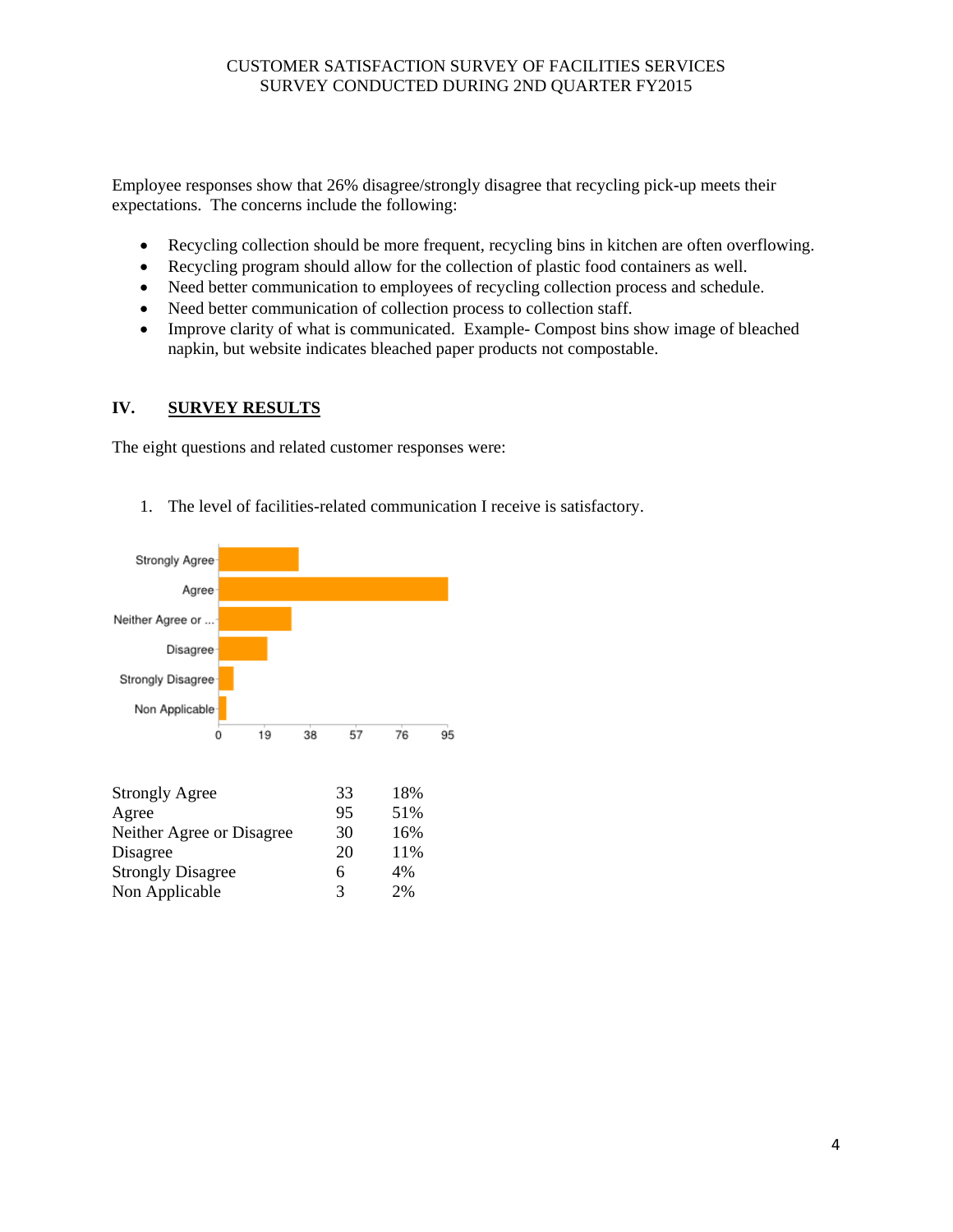Employee responses show that 26% disagree/strongly disagree that recycling pick-up meets their expectations. The concerns include the following:

- Recycling collection should be more frequent, recycling bins in kitchen are often overflowing.
- Recycling program should allow for the collection of plastic food containers as well.
- Need better communication to employees of recycling collection process and schedule.
- Need better communication of collection process to collection staff.
- Improve clarity of what is communicated. Example- Compost bins show image of bleached napkin, but website indicates bleached paper products not compostable.

## IV. SURVEY RESULTS

The eight questions and related customer responses were:

1. The level of facilities-related communication I receive is satisfactory.

Strongly Agree
Agree
Neither Agree or ...
Disagree
Strongly Disagree
Non Applicable
0 19 38 57 76 95

| | | |
|---|---|---|
| Strongly Agree | 33 | 18% |
| Agree | 95 | 51% |
| Neither Agree or Disagree | 30 | 16% |
| Disagree | 20 | 11% |
| Strongly Disagree | 6 | 4% |
| Non Applicable | 3 | 2% |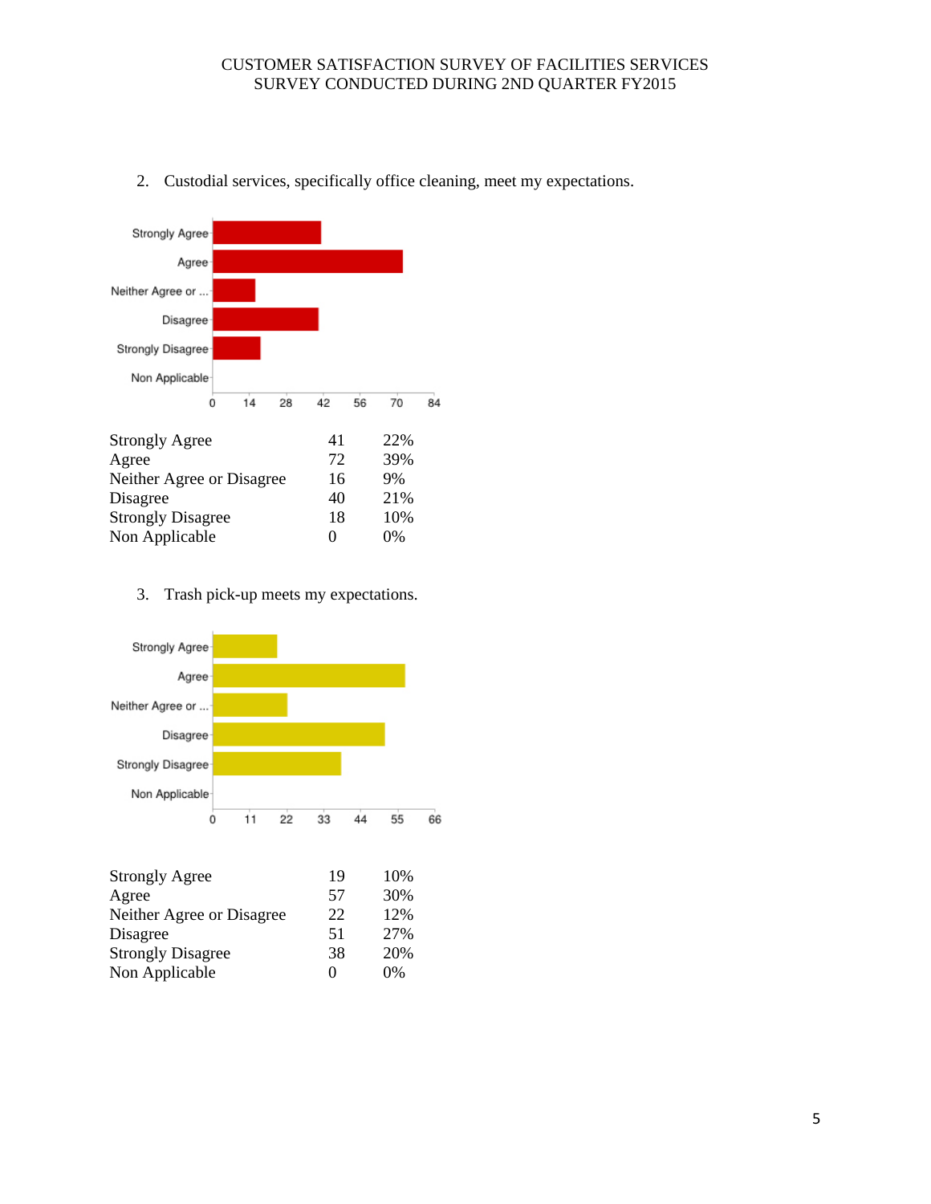CUSTOMER SATISFACTION SURVEY OF FACILITIES SERVICES
SURVEY CONDUCTED DURING 2ND QUARTER FY2015

2. Custodial services, specifically office cleaning, meet my expectations.

Strongly Agree
Agree
Neither Agree or ...
Disagree
Strongly Disagree
Non Applicable
0 14 28 42 56 70 84

| | | |
|---|---|---|
| Strongly Agree | 41 | 22% |
| Agree | 72 | 39% |
| Neither Agree or Disagree | 16 | 9% |
| Disagree | 40 | 21% |
| Strongly Disagree | 18 | 10% |
| Non Applicable | 0 | 0% |

3. Trash pick-up meets my expectations.

Strongly Agree
Agree
Neither Agree or ...
Disagree
Strongly Disagree
Non Applicable
0 11 22 33 44 55 66

| | | |
|---|---|---|
| Strongly Agree | 19 | 10% |
| Agree | 57 | 30% |
| Neither Agree or Disagree | 22 | 12% |
| Disagree | 51 | 27% |
| Strongly Disagree | 38 | 20% |
| Non Applicable | 0 | 0% |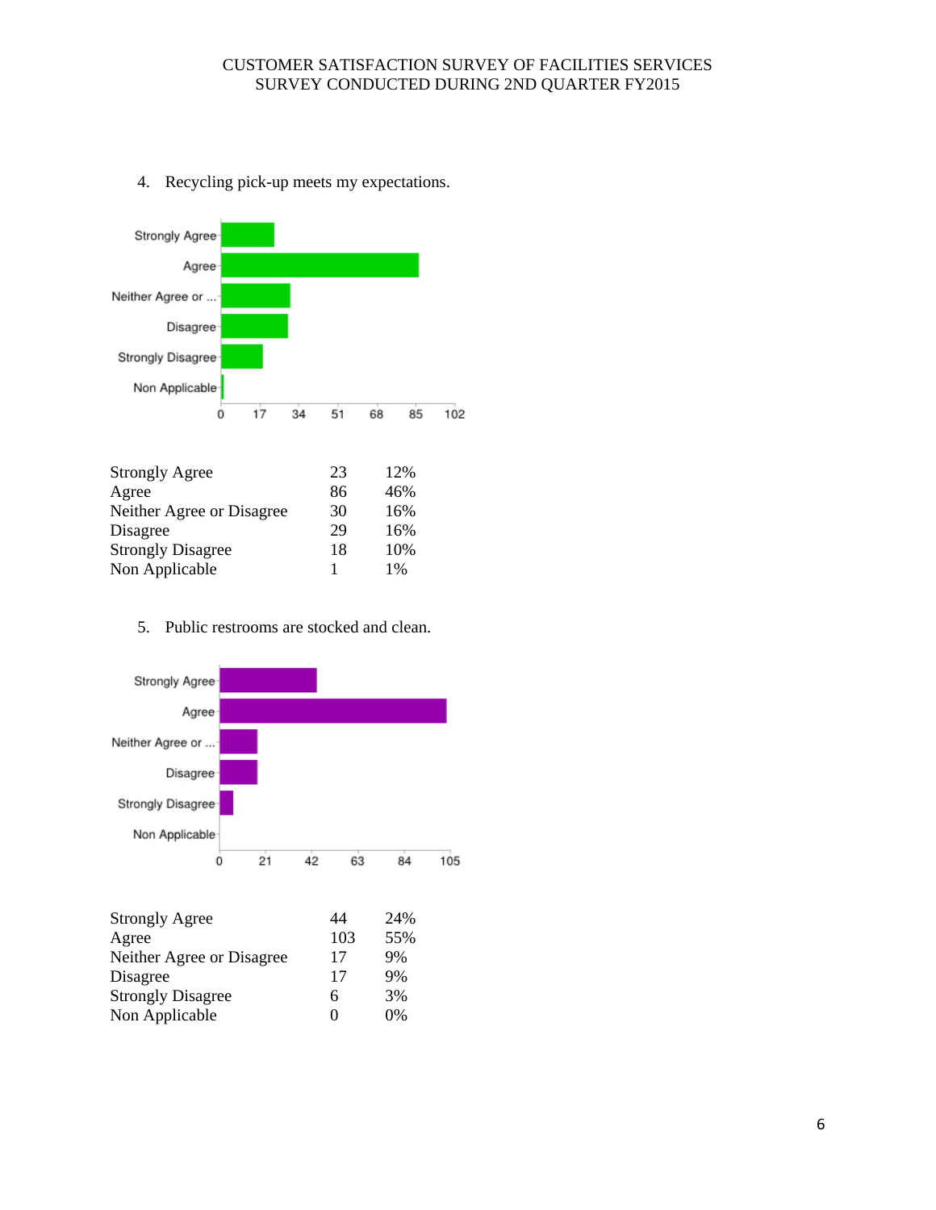4. Recycling pick-up meets my expectations.

Strongly Agree
Agree
Neither Agree or ...
Disagree
Strongly Disagree
Non Applicable

0 17 34 51 68 85 102

| | | |
|---|---|---|
| Strongly Agree | 23 | 12% |
| Agree | 86 | 46% |
| Neither Agree or Disagree | 30 | 16% |
| Disagree | 29 | 16% |
| Strongly Disagree | 18 | 10% |
| Non Applicable | 1 | 1% |

5. Public restrooms are stocked and clean.

Strongly Agree
Agree
Neither Agree or ...
Disagree
Strongly Disagree
Non Applicable

0 21 42 63 84 105

| | | |
|---|---|---|
| Strongly Agree | 44 | 24% |
| Agree | 103 | 55% |
| Neither Agree or Disagree | 17 | 9% |
| Disagree | 17 | 9% |
| Strongly Disagree | 6 | 3% |
| Non Applicable | 0 | 0% |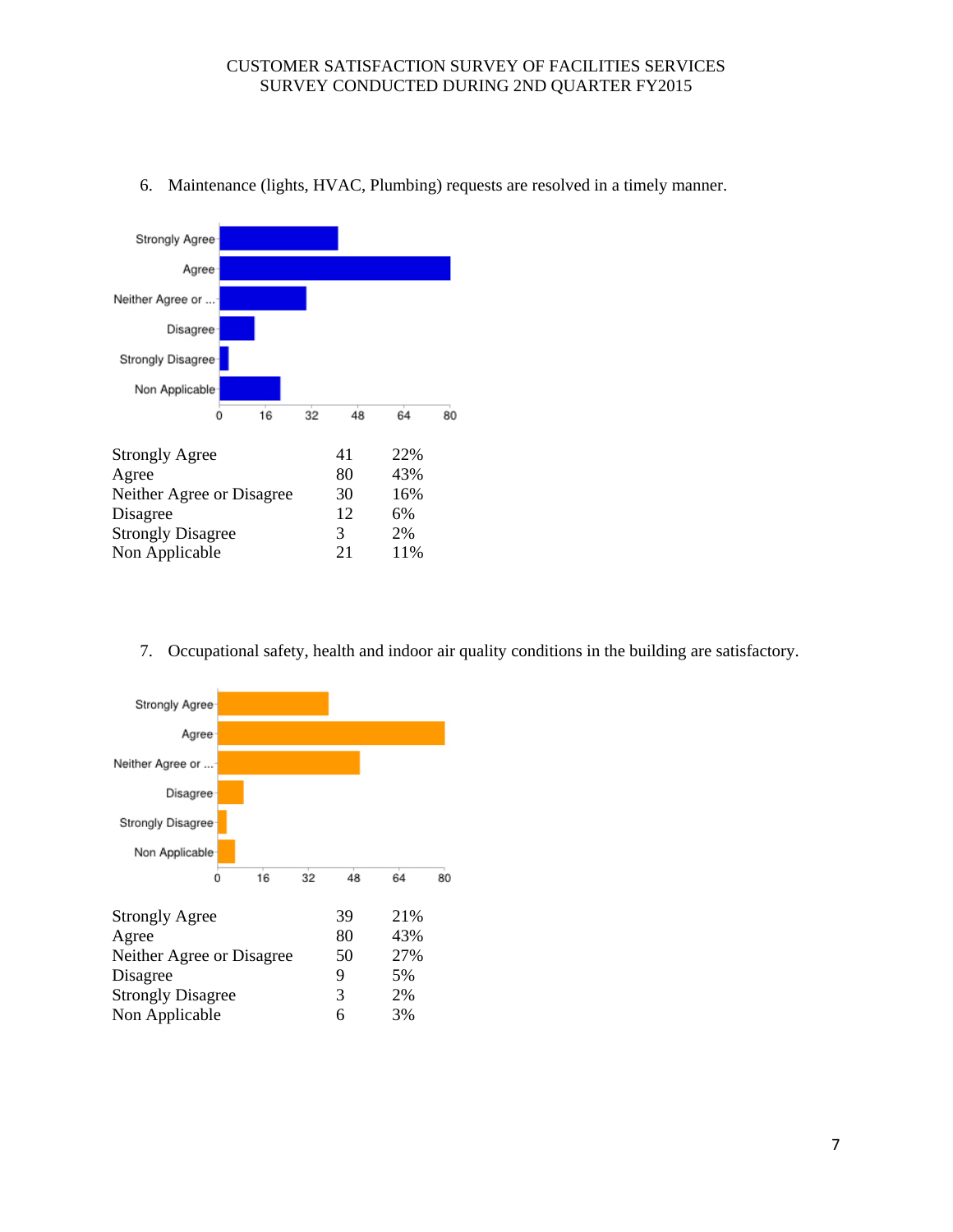6. Maintenance (lights, HVAC, Plumbing) requests are resolved in a timely manner.

Strongly Agree
Agree
Neither Agree or ...
Disagree
Strongly Disagree
Non Applicable
0 16 32 48 64 80

| | | |
|---|---|---|
| Strongly Agree | 41 | 22% |
| Agree | 80 | 43% |
| Neither Agree or Disagree | 30 | 16% |
| Disagree | 12 | 6% |
| Strongly Disagree | 3 | 2% |
| Non Applicable | 21 | 11% |

7. Occupational safety, health and indoor air quality conditions in the building are satisfactory.

Strongly Agree
Agree
Neither Agree or ...
Disagree
Strongly Disagree
Non Applicable
0 16 32 48 64 80

| | | |
|---|---|---|
| Strongly Agree | 39 | 21% |
| Agree | 80 | 43% |
| Neither Agree or Disagree | 50 | 27% |
| Disagree | 9 | 5% |
| Strongly Disagree | 3 | 2% |
| Non Applicable | 6 | 3% |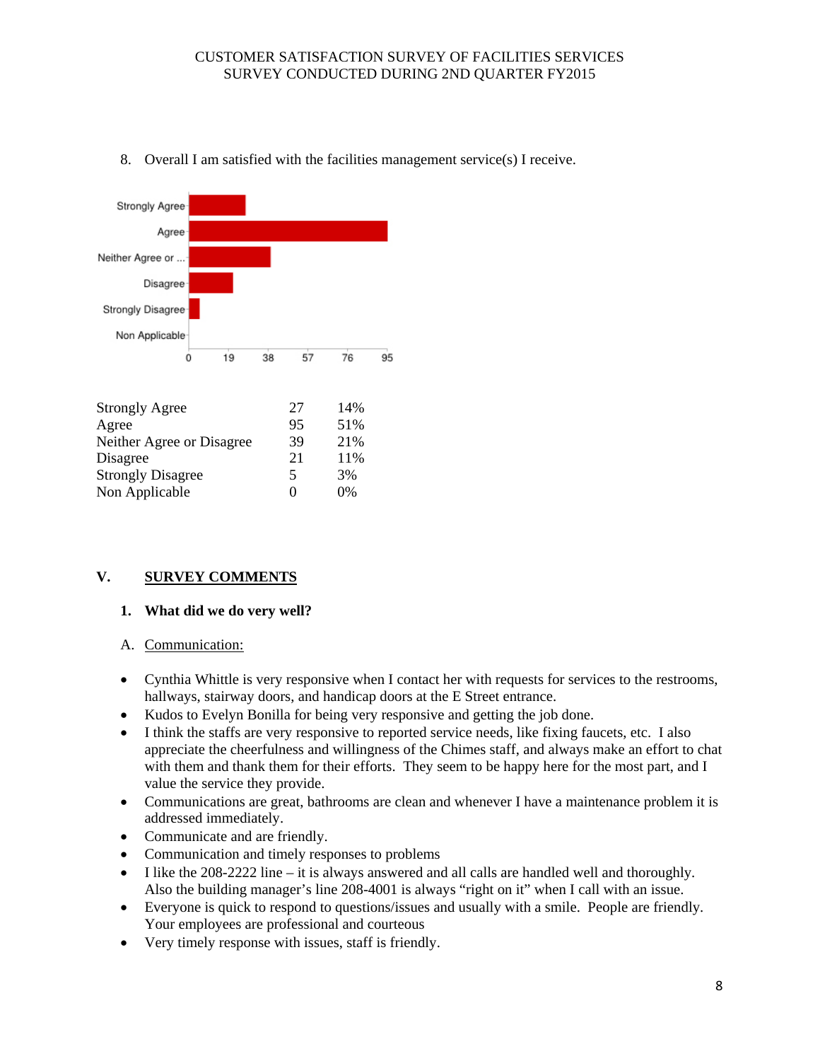CUSTOMER SATISFACTION SURVEY OF FACILITIES SERVICES
SURVEY CONDUCTED DURING 2ND QUARTER FY2015

8. Overall I am satisfied with the facilities management service(s) I receive.

Strongly Agree
Agree
Neither Agree or ...
Disagree
Strongly Disagree
Non Applicable
0 19 38 57 76 95

| | | |
|---|---|---|
| Strongly Agree | 27 | 14% |
| Agree | 95 | 51% |
| Neither Agree or Disagree | 39 | 21% |
| Disagree | 21 | 11% |
| Strongly Disagree | 5 | 3% |
| Non Applicable | 0 | 0% |

## V. SURVEY COMMENTS

### 1. What did we do very well?

A. Communication:

- Cynthia Whittle is very responsive when I contact her with requests for services to the restrooms, hallways, stairway doors, and handicap doors at the E Street entrance.
- Kudos to Evelyn Bonilla for being very responsive and getting the job done.
- I think the staffs are very responsive to reported service needs, like fixing faucets, etc. I also appreciate the cheerfulness and willingness of the Chimes staff, and always make an effort to chat with them and thank them for their efforts. They seem to be happy here for the most part, and I value the service they provide.
- Communications are great, bathrooms are clean and whenever I have a maintenance problem it is addressed immediately.
- Communicate and are friendly.
- Communication and timely responses to problems
- I like the 208-2222 line – it is always answered and all calls are handled well and thoroughly. Also the building manager's line 208-4001 is always "right on it" when I call with an issue.
- Everyone is quick to respond to questions/issues and usually with a smile. People are friendly. Your employees are professional and courteous
- Very timely response with issues, staff is friendly.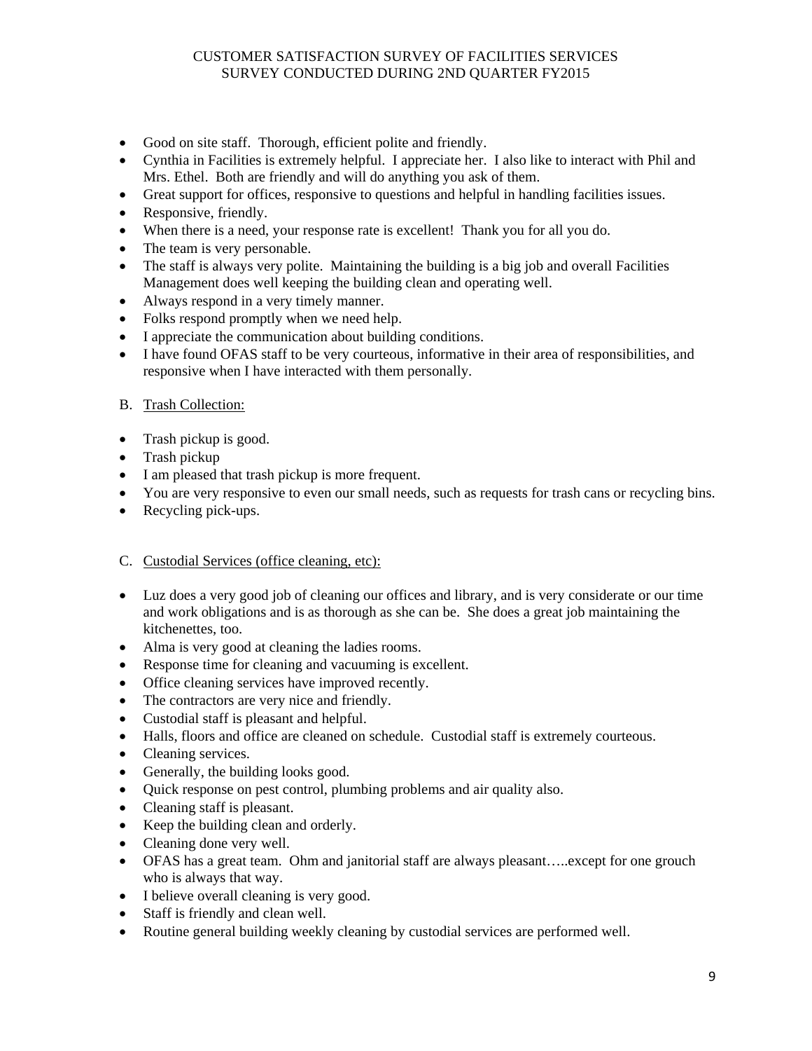- Good on site staff. Thorough, efficient polite and friendly.
- Cynthia in Facilities is extremely helpful. I appreciate her. I also like to interact with Phil and Mrs. Ethel. Both are friendly and will do anything you ask of them.
- Great support for offices, responsive to questions and helpful in handling facilities issues.
- Responsive, friendly.
- When there is a need, your response rate is excellent! Thank you for all you do.
- The team is very personable.
- The staff is always very polite. Maintaining the building is a big job and overall Facilities Management does well keeping the building clean and operating well.
- Always respond in a very timely manner.
- Folks respond promptly when we need help.
- I appreciate the communication about building conditions.
- I have found OFAS staff to be very courteous, informative in their area of responsibilities, and responsive when I have interacted with them personally.

B. <u>Trash Collection:</u>

- Trash pickup is good.
- Trash pickup
- I am pleased that trash pickup is more frequent.
- You are very responsive to even our small needs, such as requests for trash cans or recycling bins.
- Recycling pick-ups.

C. <u>Custodial Services (office cleaning, etc):</u>

- Luz does a very good job of cleaning our offices and library, and is very considerate or our time and work obligations and is as thorough as she can be. She does a great job maintaining the kitchenettes, too.
- Alma is very good at cleaning the ladies rooms.
- Response time for cleaning and vacuuming is excellent.
- Office cleaning services have improved recently.
- The contractors are very nice and friendly.
- Custodial staff is pleasant and helpful.
- Halls, floors and office are cleaned on schedule. Custodial staff is extremely courteous.
- Cleaning services.
- Generally, the building looks good.
- Quick response on pest control, plumbing problems and air quality also.
- Cleaning staff is pleasant.
- Keep the building clean and orderly.
- Cleaning done very well.
- OFAS has a great team. Ohm and janitorial staff are always pleasant…..except for one grouch who is always that way.
- I believe overall cleaning is very good.
- Staff is friendly and clean well.
- Routine general building weekly cleaning by custodial services are performed well.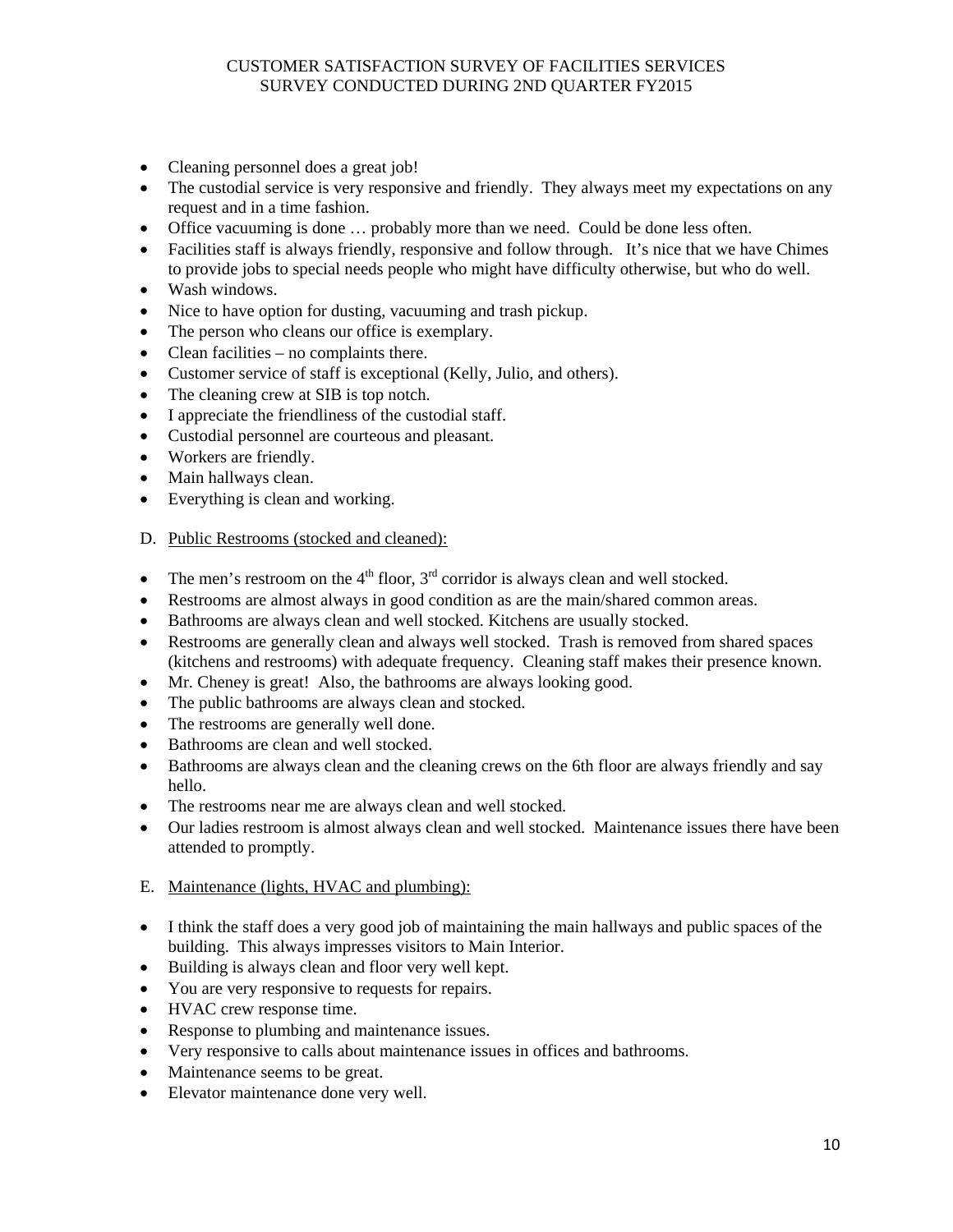- Cleaning personnel does a great job!
- The custodial service is very responsive and friendly. They always meet my expectations on any request and in a time fashion.
- Office vacuuming is done … probably more than we need. Could be done less often.
- Facilities staff is always friendly, responsive and follow through. It's nice that we have Chimes to provide jobs to special needs people who might have difficulty otherwise, but who do well.
- Wash windows.
- Nice to have option for dusting, vacuuming and trash pickup.
- The person who cleans our office is exemplary.
- Clean facilities – no complaints there.
- Customer service of staff is exceptional (Kelly, Julio, and others).
- The cleaning crew at SIB is top notch.
- I appreciate the friendliness of the custodial staff.
- Custodial personnel are courteous and pleasant.
- Workers are friendly.
- Main hallways clean.
- Everything is clean and working.

D. Public Restrooms (stocked and cleaned):

- The men's restroom on the 4th floor, 3rd corridor is always clean and well stocked.
- Restrooms are almost always in good condition as are the main/shared common areas.
- Bathrooms are always clean and well stocked. Kitchens are usually stocked.
- Restrooms are generally clean and always well stocked. Trash is removed from shared spaces (kitchens and restrooms) with adequate frequency. Cleaning staff makes their presence known.
- Mr. Cheney is great! Also, the bathrooms are always looking good.
- The public bathrooms are always clean and stocked.
- The restrooms are generally well done.
- Bathrooms are clean and well stocked.
- Bathrooms are always clean and the cleaning crews on the 6th floor are always friendly and say hello.
- The restrooms near me are always clean and well stocked.
- Our ladies restroom is almost always clean and well stocked. Maintenance issues there have been attended to promptly.

E. Maintenance (lights, HVAC and plumbing):

- I think the staff does a very good job of maintaining the main hallways and public spaces of the building. This always impresses visitors to Main Interior.
- Building is always clean and floor very well kept.
- You are very responsive to requests for repairs.
- HVAC crew response time.
- Response to plumbing and maintenance issues.
- Very responsive to calls about maintenance issues in offices and bathrooms.
- Maintenance seems to be great.
- Elevator maintenance done very well.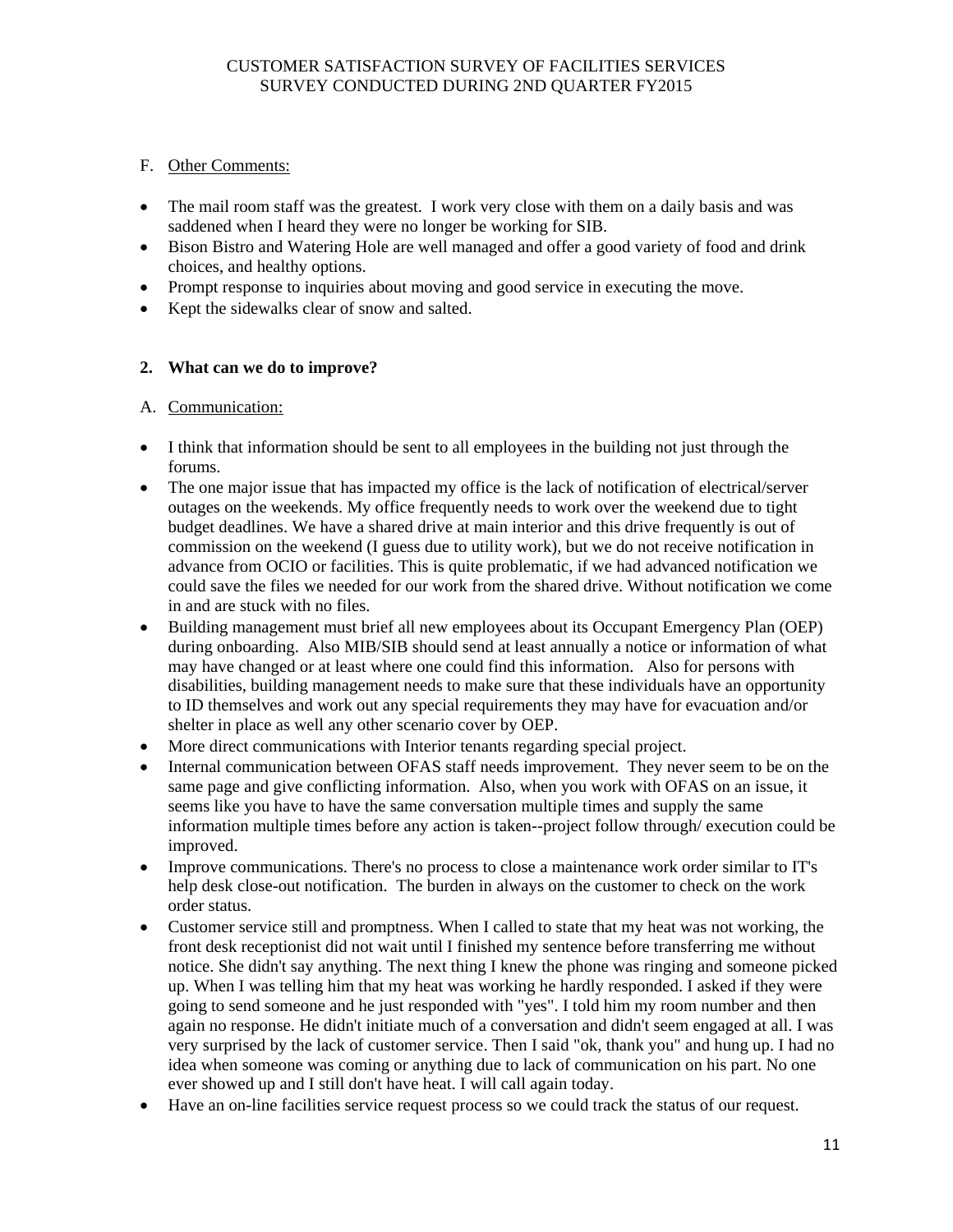F. Other Comments:

- The mail room staff was the greatest. I work very close with them on a daily basis and was saddened when I heard they were no longer be working for SIB.
- Bison Bistro and Watering Hole are well managed and offer a good variety of food and drink choices, and healthy options.
- Prompt response to inquiries about moving and good service in executing the move.
- Kept the sidewalks clear of snow and salted.

**2. What can we do to improve?**

A. Communication:

- I think that information should be sent to all employees in the building not just through the forums.
- The one major issue that has impacted my office is the lack of notification of electrical/server outages on the weekends. My office frequently needs to work over the weekend due to tight budget deadlines. We have a shared drive at main interior and this drive frequently is out of commission on the weekend (I guess due to utility work), but we do not receive notification in advance from OCIO or facilities. This is quite problematic, if we had advanced notification we could save the files we needed for our work from the shared drive. Without notification we come in and are stuck with no files.
- Building management must brief all new employees about its Occupant Emergency Plan (OEP) during onboarding. Also MIB/SIB should send at least annually a notice or information of what may have changed or at least where one could find this information. Also for persons with disabilities, building management needs to make sure that these individuals have an opportunity to ID themselves and work out any special requirements they may have for evacuation and/or shelter in place as well any other scenario cover by OEP.
- More direct communications with Interior tenants regarding special project.
- Internal communication between OFAS staff needs improvement. They never seem to be on the same page and give conflicting information. Also, when you work with OFAS on an issue, it seems like you have to have the same conversation multiple times and supply the same information multiple times before any action is taken--project follow through/ execution could be improved.
- Improve communications. There's no process to close a maintenance work order similar to IT's help desk close-out notification. The burden in always on the customer to check on the work order status.
- Customer service still and promptness. When I called to state that my heat was not working, the front desk receptionist did not wait until I finished my sentence before transferring me without notice. She didn't say anything. The next thing I knew the phone was ringing and someone picked up. When I was telling him that my heat was working he hardly responded. I asked if they were going to send someone and he just responded with "yes". I told him my room number and then again no response. He didn't initiate much of a conversation and didn't seem engaged at all. I was very surprised by the lack of customer service. Then I said "ok, thank you" and hung up. I had no idea when someone was coming or anything due to lack of communication on his part. No one ever showed up and I still don't have heat. I will call again today.
- Have an on-line facilities service request process so we could track the status of our request.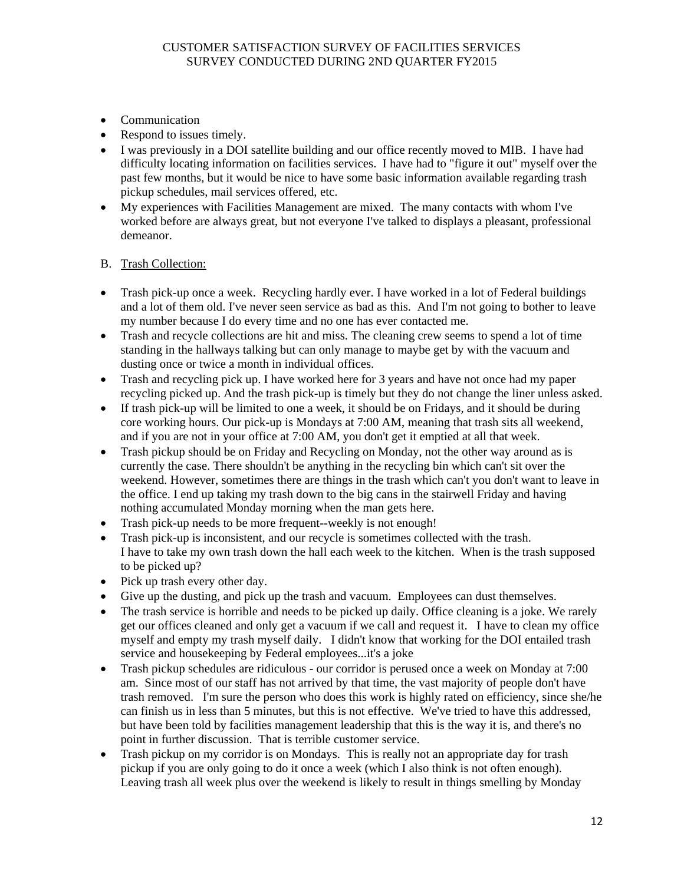- Communication
- Respond to issues timely.
- I was previously in a DOI satellite building and our office recently moved to MIB. I have had difficulty locating information on facilities services. I have had to "figure it out" myself over the past few months, but it would be nice to have some basic information available regarding trash pickup schedules, mail services offered, etc.
- My experiences with Facilities Management are mixed. The many contacts with whom I've worked before are always great, but not everyone I've talked to displays a pleasant, professional demeanor.

B. Trash Collection:

- Trash pick-up once a week. Recycling hardly ever. I have worked in a lot of Federal buildings and a lot of them old. I've never seen service as bad as this. And I'm not going to bother to leave my number because I do every time and no one has ever contacted me.
- Trash and recycle collections are hit and miss. The cleaning crew seems to spend a lot of time standing in the hallways talking but can only manage to maybe get by with the vacuum and dusting once or twice a month in individual offices.
- Trash and recycling pick up. I have worked here for 3 years and have not once had my paper recycling picked up. And the trash pick-up is timely but they do not change the liner unless asked.
- If trash pick-up will be limited to one a week, it should be on Fridays, and it should be during core working hours. Our pick-up is Mondays at 7:00 AM, meaning that trash sits all weekend, and if you are not in your office at 7:00 AM, you don't get it emptied at all that week.
- Trash pickup should be on Friday and Recycling on Monday, not the other way around as is currently the case. There shouldn't be anything in the recycling bin which can't sit over the weekend. However, sometimes there are things in the trash which can't you don't want to leave in the office. I end up taking my trash down to the big cans in the stairwell Friday and having nothing accumulated Monday morning when the man gets here.
- Trash pick-up needs to be more frequent--weekly is not enough!
- Trash pick-up is inconsistent, and our recycle is sometimes collected with the trash.
  I have to take my own trash down the hall each week to the kitchen. When is the trash supposed to be picked up?
- Pick up trash every other day.
- Give up the dusting, and pick up the trash and vacuum. Employees can dust themselves.
- The trash service is horrible and needs to be picked up daily. Office cleaning is a joke. We rarely get our offices cleaned and only get a vacuum if we call and request it. I have to clean my office myself and empty my trash myself daily. I didn't know that working for the DOI entailed trash service and housekeeping by Federal employees...it's a joke
- Trash pickup schedules are ridiculous - our corridor is perused once a week on Monday at 7:00 am. Since most of our staff has not arrived by that time, the vast majority of people don't have trash removed. I'm sure the person who does this work is highly rated on efficiency, since she/he can finish us in less than 5 minutes, but this is not effective. We've tried to have this addressed, but have been told by facilities management leadership that this is the way it is, and there's no point in further discussion. That is terrible customer service.
- Trash pickup on my corridor is on Mondays. This is really not an appropriate day for trash pickup if you are only going to do it once a week (which I also think is not often enough). Leaving trash all week plus over the weekend is likely to result in things smelling by Monday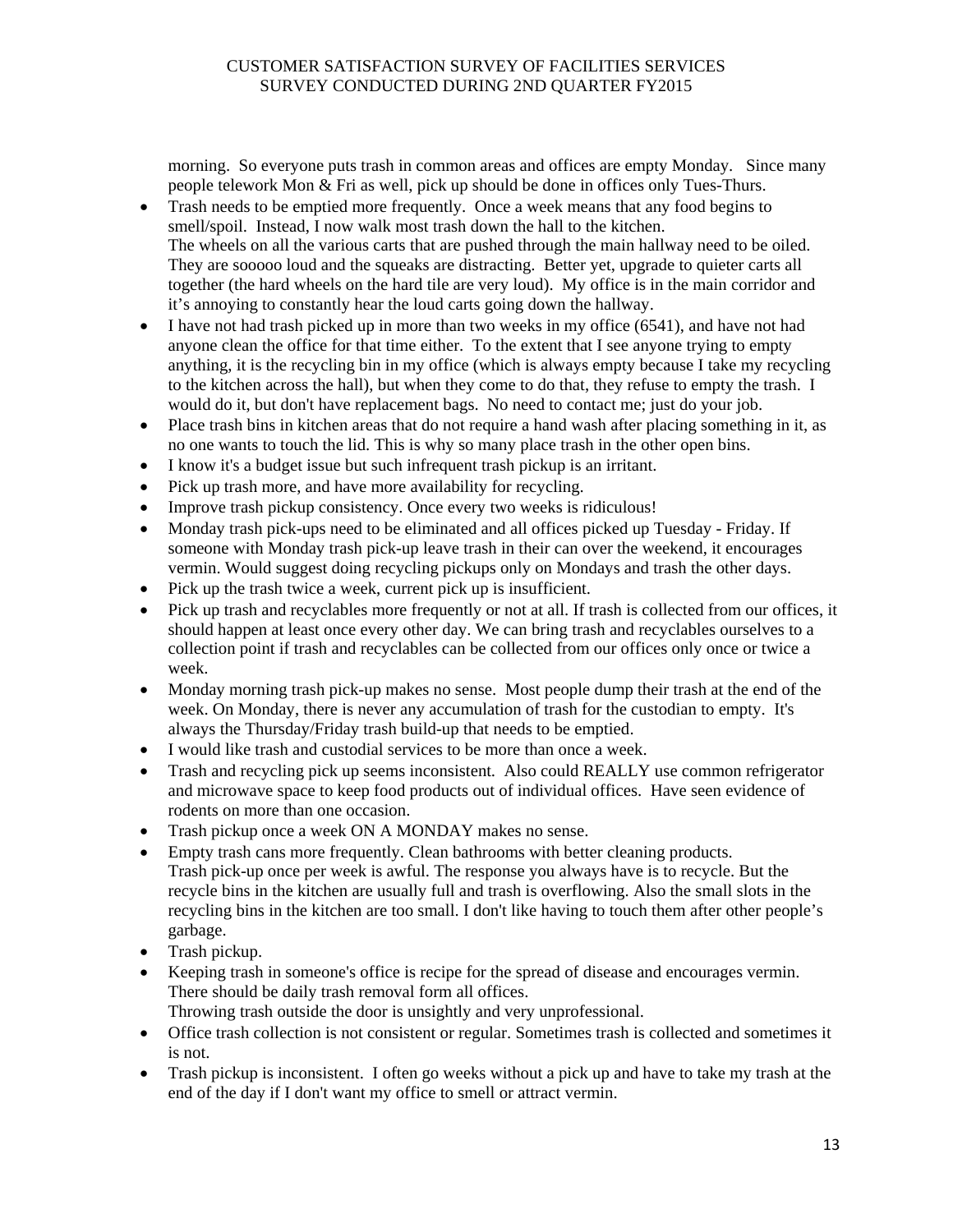morning. So everyone puts trash in common areas and offices are empty Monday. Since many people telework Mon & Fri as well, pick up should be done in offices only Tues-Thurs.

- Trash needs to be emptied more frequently. Once a week means that any food begins to smell/spoil. Instead, I now walk most trash down the hall to the kitchen.
  The wheels on all the various carts that are pushed through the main hallway need to be oiled. They are sooooo loud and the squeaks are distracting. Better yet, upgrade to quieter carts all together (the hard wheels on the hard tile are very loud). My office is in the main corridor and it's annoying to constantly hear the loud carts going down the hallway.
- I have not had trash picked up in more than two weeks in my office (6541), and have not had anyone clean the office for that time either. To the extent that I see anyone trying to empty anything, it is the recycling bin in my office (which is always empty because I take my recycling to the kitchen across the hall), but when they come to do that, they refuse to empty the trash. I would do it, but don't have replacement bags. No need to contact me; just do your job.
- Place trash bins in kitchen areas that do not require a hand wash after placing something in it, as no one wants to touch the lid. This is why so many place trash in the other open bins.
- I know it's a budget issue but such infrequent trash pickup is an irritant.
- Pick up trash more, and have more availability for recycling.
- Improve trash pickup consistency. Once every two weeks is ridiculous!
- Monday trash pick-ups need to be eliminated and all offices picked up Tuesday - Friday. If someone with Monday trash pick-up leave trash in their can over the weekend, it encourages vermin. Would suggest doing recycling pickups only on Mondays and trash the other days.
- Pick up the trash twice a week, current pick up is insufficient.
- Pick up trash and recyclables more frequently or not at all. If trash is collected from our offices, it should happen at least once every other day. We can bring trash and recyclables ourselves to a collection point if trash and recyclables can be collected from our offices only once or twice a week.
- Monday morning trash pick-up makes no sense. Most people dump their trash at the end of the week. On Monday, there is never any accumulation of trash for the custodian to empty. It's always the Thursday/Friday trash build-up that needs to be emptied.
- I would like trash and custodial services to be more than once a week.
- Trash and recycling pick up seems inconsistent. Also could REALLY use common refrigerator and microwave space to keep food products out of individual offices. Have seen evidence of rodents on more than one occasion.
- Trash pickup once a week ON A MONDAY makes no sense.
- Empty trash cans more frequently. Clean bathrooms with better cleaning products.
  Trash pick-up once per week is awful. The response you always have is to recycle. But the recycle bins in the kitchen are usually full and trash is overflowing. Also the small slots in the recycling bins in the kitchen are too small. I don't like having to touch them after other people's garbage.
- Trash pickup.
- Keeping trash in someone's office is recipe for the spread of disease and encourages vermin. There should be daily trash removal form all offices.
  Throwing trash outside the door is unsightly and very unprofessional.
- Office trash collection is not consistent or regular. Sometimes trash is collected and sometimes it is not.
- Trash pickup is inconsistent. I often go weeks without a pick up and have to take my trash at the end of the day if I don't want my office to smell or attract vermin.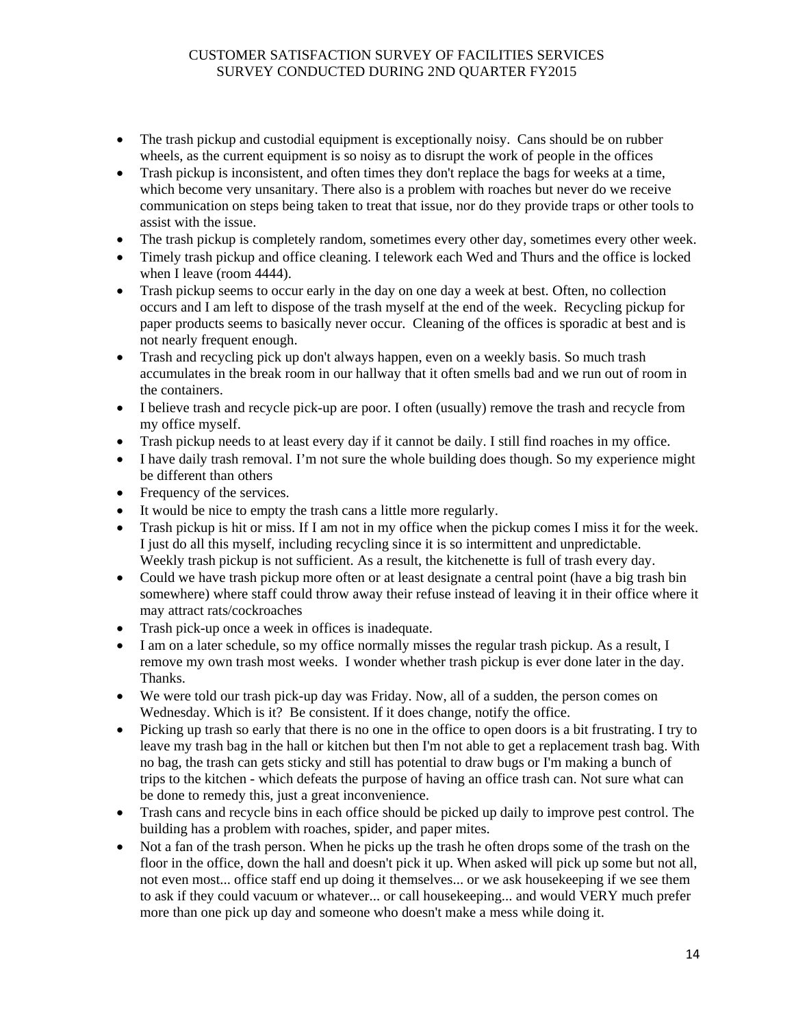- The trash pickup and custodial equipment is exceptionally noisy. Cans should be on rubber wheels, as the current equipment is so noisy as to disrupt the work of people in the offices
- Trash pickup is inconsistent, and often times they don't replace the bags for weeks at a time, which become very unsanitary. There also is a problem with roaches but never do we receive communication on steps being taken to treat that issue, nor do they provide traps or other tools to assist with the issue.
- The trash pickup is completely random, sometimes every other day, sometimes every other week.
- Timely trash pickup and office cleaning. I telework each Wed and Thurs and the office is locked when I leave (room 4444).
- Trash pickup seems to occur early in the day on one day a week at best. Often, no collection occurs and I am left to dispose of the trash myself at the end of the week. Recycling pickup for paper products seems to basically never occur. Cleaning of the offices is sporadic at best and is not nearly frequent enough.
- Trash and recycling pick up don't always happen, even on a weekly basis. So much trash accumulates in the break room in our hallway that it often smells bad and we run out of room in the containers.
- I believe trash and recycle pick-up are poor. I often (usually) remove the trash and recycle from my office myself.
- Trash pickup needs to at least every day if it cannot be daily. I still find roaches in my office.
- I have daily trash removal. I'm not sure the whole building does though. So my experience might be different than others
- Frequency of the services.
- It would be nice to empty the trash cans a little more regularly.
- Trash pickup is hit or miss. If I am not in my office when the pickup comes I miss it for the week. I just do all this myself, including recycling since it is so intermittent and unpredictable. Weekly trash pickup is not sufficient. As a result, the kitchenette is full of trash every day.
- Could we have trash pickup more often or at least designate a central point (have a big trash bin somewhere) where staff could throw away their refuse instead of leaving it in their office where it may attract rats/cockroaches
- Trash pick-up once a week in offices is inadequate.
- I am on a later schedule, so my office normally misses the regular trash pickup. As a result, I remove my own trash most weeks. I wonder whether trash pickup is ever done later in the day. Thanks.
- We were told our trash pick-up day was Friday. Now, all of a sudden, the person comes on Wednesday. Which is it? Be consistent. If it does change, notify the office.
- Picking up trash so early that there is no one in the office to open doors is a bit frustrating. I try to leave my trash bag in the hall or kitchen but then I'm not able to get a replacement trash bag. With no bag, the trash can gets sticky and still has potential to draw bugs or I'm making a bunch of trips to the kitchen - which defeats the purpose of having an office trash can. Not sure what can be done to remedy this, just a great inconvenience.
- Trash cans and recycle bins in each office should be picked up daily to improve pest control. The building has a problem with roaches, spider, and paper mites.
- Not a fan of the trash person. When he picks up the trash he often drops some of the trash on the floor in the office, down the hall and doesn't pick it up. When asked will pick up some but not all, not even most... office staff end up doing it themselves... or we ask housekeeping if we see them to ask if they could vacuum or whatever... or call housekeeping... and would VERY much prefer more than one pick up day and someone who doesn't make a mess while doing it.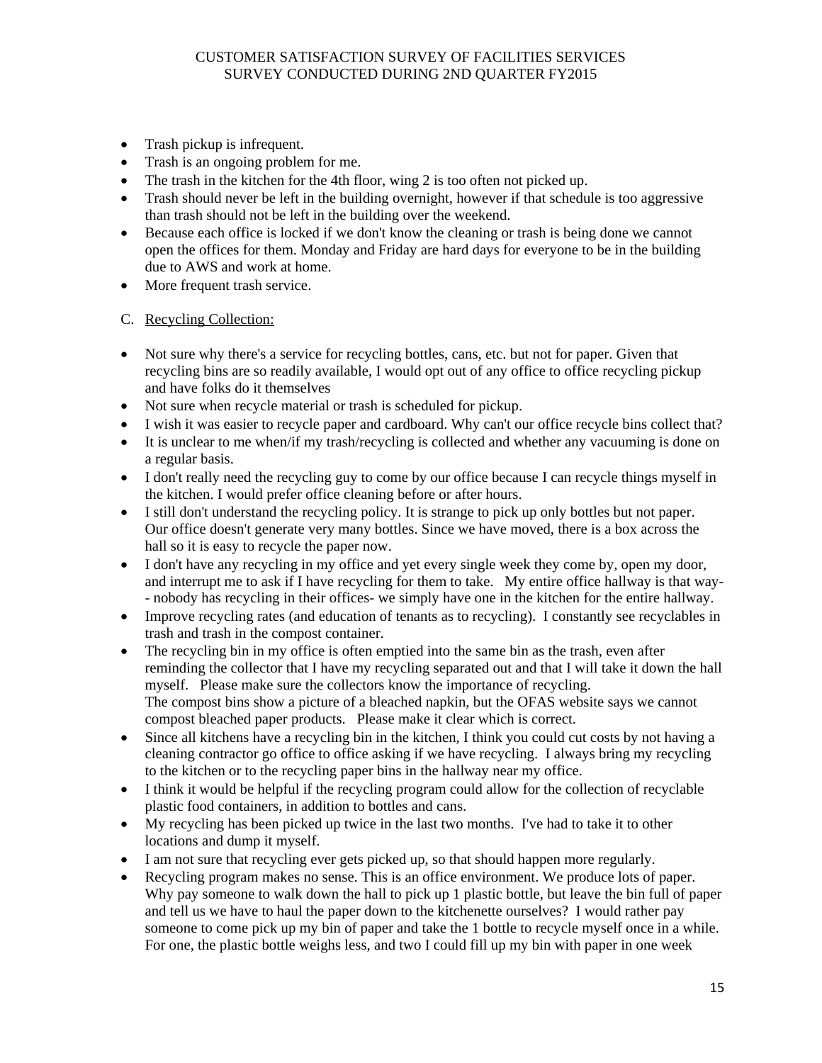- Trash pickup is infrequent.
- Trash is an ongoing problem for me.
- The trash in the kitchen for the 4th floor, wing 2 is too often not picked up.
- Trash should never be left in the building overnight, however if that schedule is too aggressive than trash should not be left in the building over the weekend.
- Because each office is locked if we don't know the cleaning or trash is being done we cannot open the offices for them. Monday and Friday are hard days for everyone to be in the building due to AWS and work at home.
- More frequent trash service.

C. Recycling Collection:

- Not sure why there's a service for recycling bottles, cans, etc. but not for paper. Given that recycling bins are so readily available, I would opt out of any office to office recycling pickup and have folks do it themselves
- Not sure when recycle material or trash is scheduled for pickup.
- I wish it was easier to recycle paper and cardboard. Why can't our office recycle bins collect that?
- It is unclear to me when/if my trash/recycling is collected and whether any vacuuming is done on a regular basis.
- I don't really need the recycling guy to come by our office because I can recycle things myself in the kitchen. I would prefer office cleaning before or after hours.
- I still don't understand the recycling policy. It is strange to pick up only bottles but not paper. Our office doesn't generate very many bottles. Since we have moved, there is a box across the hall so it is easy to recycle the paper now.
- I don't have any recycling in my office and yet every single week they come by, open my door, and interrupt me to ask if I have recycling for them to take. My entire office hallway is that way-- nobody has recycling in their offices- we simply have one in the kitchen for the entire hallway.
- Improve recycling rates (and education of tenants as to recycling). I constantly see recyclables in trash and trash in the compost container.
- The recycling bin in my office is often emptied into the same bin as the trash, even after reminding the collector that I have my recycling separated out and that I will take it down the hall myself. Please make sure the collectors know the importance of recycling.
  The compost bins show a picture of a bleached napkin, but the OFAS website says we cannot compost bleached paper products. Please make it clear which is correct.
- Since all kitchens have a recycling bin in the kitchen, I think you could cut costs by not having a cleaning contractor go office to office asking if we have recycling. I always bring my recycling to the kitchen or to the recycling paper bins in the hallway near my office.
- I think it would be helpful if the recycling program could allow for the collection of recyclable plastic food containers, in addition to bottles and cans.
- My recycling has been picked up twice in the last two months. I've had to take it to other locations and dump it myself.
- I am not sure that recycling ever gets picked up, so that should happen more regularly.
- Recycling program makes no sense. This is an office environment. We produce lots of paper. Why pay someone to walk down the hall to pick up 1 plastic bottle, but leave the bin full of paper and tell us we have to haul the paper down to the kitchenette ourselves? I would rather pay someone to come pick up my bin of paper and take the 1 bottle to recycle myself once in a while. For one, the plastic bottle weighs less, and two I could fill up my bin with paper in one week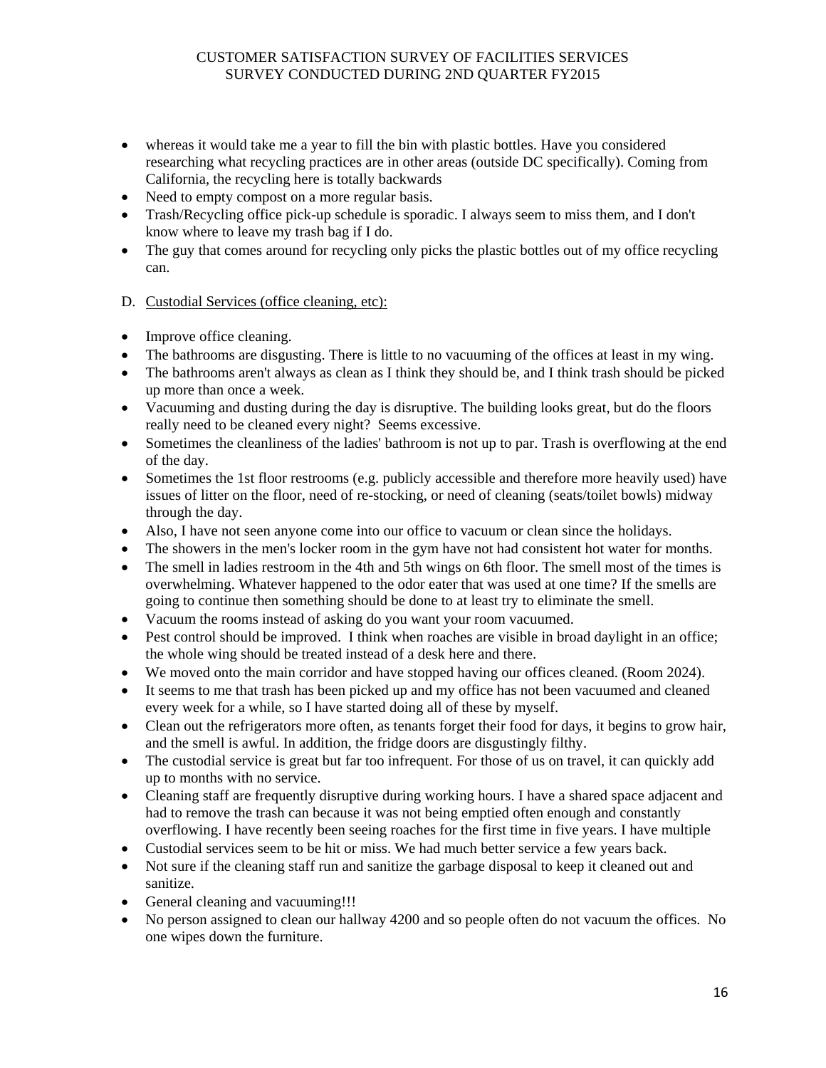- whereas it would take me a year to fill the bin with plastic bottles. Have you considered researching what recycling practices are in other areas (outside DC specifically). Coming from California, the recycling here is totally backwards
- Need to empty compost on a more regular basis.
- Trash/Recycling office pick-up schedule is sporadic. I always seem to miss them, and I don't know where to leave my trash bag if I do.
- The guy that comes around for recycling only picks the plastic bottles out of my office recycling can.

D. Custodial Services (office cleaning, etc):

- Improve office cleaning.
- The bathrooms are disgusting. There is little to no vacuuming of the offices at least in my wing.
- The bathrooms aren't always as clean as I think they should be, and I think trash should be picked up more than once a week.
- Vacuuming and dusting during the day is disruptive. The building looks great, but do the floors really need to be cleaned every night? Seems excessive.
- Sometimes the cleanliness of the ladies' bathroom is not up to par. Trash is overflowing at the end of the day.
- Sometimes the 1st floor restrooms (e.g. publicly accessible and therefore more heavily used) have issues of litter on the floor, need of re-stocking, or need of cleaning (seats/toilet bowls) midway through the day.
- Also, I have not seen anyone come into our office to vacuum or clean since the holidays.
- The showers in the men's locker room in the gym have not had consistent hot water for months.
- The smell in ladies restroom in the 4th and 5th wings on 6th floor. The smell most of the times is overwhelming. Whatever happened to the odor eater that was used at one time? If the smells are going to continue then something should be done to at least try to eliminate the smell.
- Vacuum the rooms instead of asking do you want your room vacuumed.
- Pest control should be improved. I think when roaches are visible in broad daylight in an office; the whole wing should be treated instead of a desk here and there.
- We moved onto the main corridor and have stopped having our offices cleaned. (Room 2024).
- It seems to me that trash has been picked up and my office has not been vacuumed and cleaned every week for a while, so I have started doing all of these by myself.
- Clean out the refrigerators more often, as tenants forget their food for days, it begins to grow hair, and the smell is awful. In addition, the fridge doors are disgustingly filthy.
- The custodial service is great but far too infrequent. For those of us on travel, it can quickly add up to months with no service.
- Cleaning staff are frequently disruptive during working hours. I have a shared space adjacent and had to remove the trash can because it was not being emptied often enough and constantly overflowing. I have recently been seeing roaches for the first time in five years. I have multiple
- Custodial services seem to be hit or miss. We had much better service a few years back.
- Not sure if the cleaning staff run and sanitize the garbage disposal to keep it cleaned out and sanitize.
- General cleaning and vacuuming!!!
- No person assigned to clean our hallway 4200 and so people often do not vacuum the offices. No one wipes down the furniture.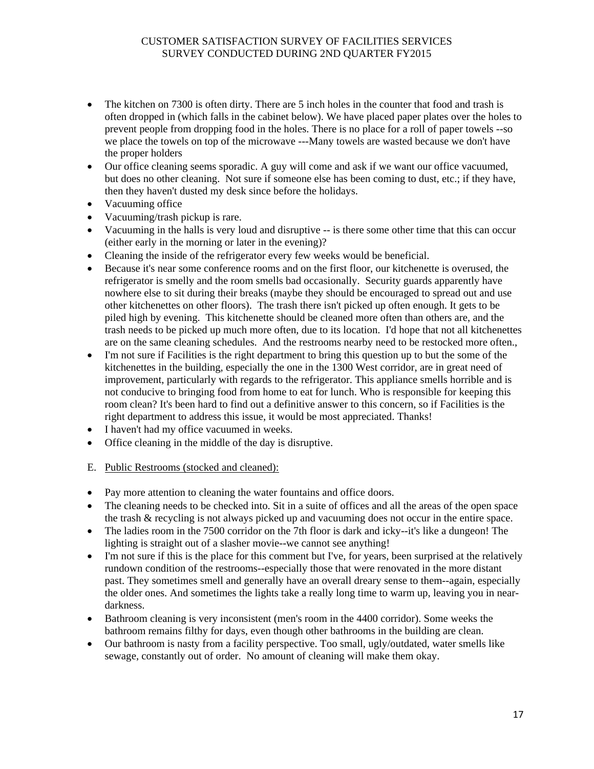- The kitchen on 7300 is often dirty. There are 5 inch holes in the counter that food and trash is often dropped in (which falls in the cabinet below). We have placed paper plates over the holes to prevent people from dropping food in the holes. There is no place for a roll of paper towels --so we place the towels on top of the microwave ---Many towels are wasted because we don't have the proper holders
- Our office cleaning seems sporadic. A guy will come and ask if we want our office vacuumed, but does no other cleaning. Not sure if someone else has been coming to dust, etc.; if they have, then they haven't dusted my desk since before the holidays.
- Vacuuming office
- Vacuuming/trash pickup is rare.
- Vacuuming in the halls is very loud and disruptive -- is there some other time that this can occur (either early in the morning or later in the evening)?
- Cleaning the inside of the refrigerator every few weeks would be beneficial.
- Because it's near some conference rooms and on the first floor, our kitchenette is overused, the refrigerator is smelly and the room smells bad occasionally. Security guards apparently have nowhere else to sit during their breaks (maybe they should be encouraged to spread out and use other kitchenettes on other floors). The trash there isn't picked up often enough. It gets to be piled high by evening. This kitchenette should be cleaned more often than others are, and the trash needs to be picked up much more often, due to its location. I'd hope that not all kitchenettes are on the same cleaning schedules. And the restrooms nearby need to be restocked more often.,
- I'm not sure if Facilities is the right department to bring this question up to but the some of the kitchenettes in the building, especially the one in the 1300 West corridor, are in great need of improvement, particularly with regards to the refrigerator. This appliance smells horrible and is not conducive to bringing food from home to eat for lunch. Who is responsible for keeping this room clean? It's been hard to find out a definitive answer to this concern, so if Facilities is the right department to address this issue, it would be most appreciated. Thanks!
- I haven't had my office vacuumed in weeks.
- Office cleaning in the middle of the day is disruptive.

E. Public Restrooms (stocked and cleaned):

- Pay more attention to cleaning the water fountains and office doors.
- The cleaning needs to be checked into. Sit in a suite of offices and all the areas of the open space the trash & recycling is not always picked up and vacuuming does not occur in the entire space.
- The ladies room in the 7500 corridor on the 7th floor is dark and icky--it's like a dungeon! The lighting is straight out of a slasher movie--we cannot see anything!
- I'm not sure if this is the place for this comment but I've, for years, been surprised at the relatively rundown condition of the restrooms--especially those that were renovated in the more distant past. They sometimes smell and generally have an overall dreary sense to them--again, especially the older ones. And sometimes the lights take a really long time to warm up, leaving you in near-darkness.
- Bathroom cleaning is very inconsistent (men's room in the 4400 corridor). Some weeks the bathroom remains filthy for days, even though other bathrooms in the building are clean.
- Our bathroom is nasty from a facility perspective. Too small, ugly/outdated, water smells like sewage, constantly out of order. No amount of cleaning will make them okay.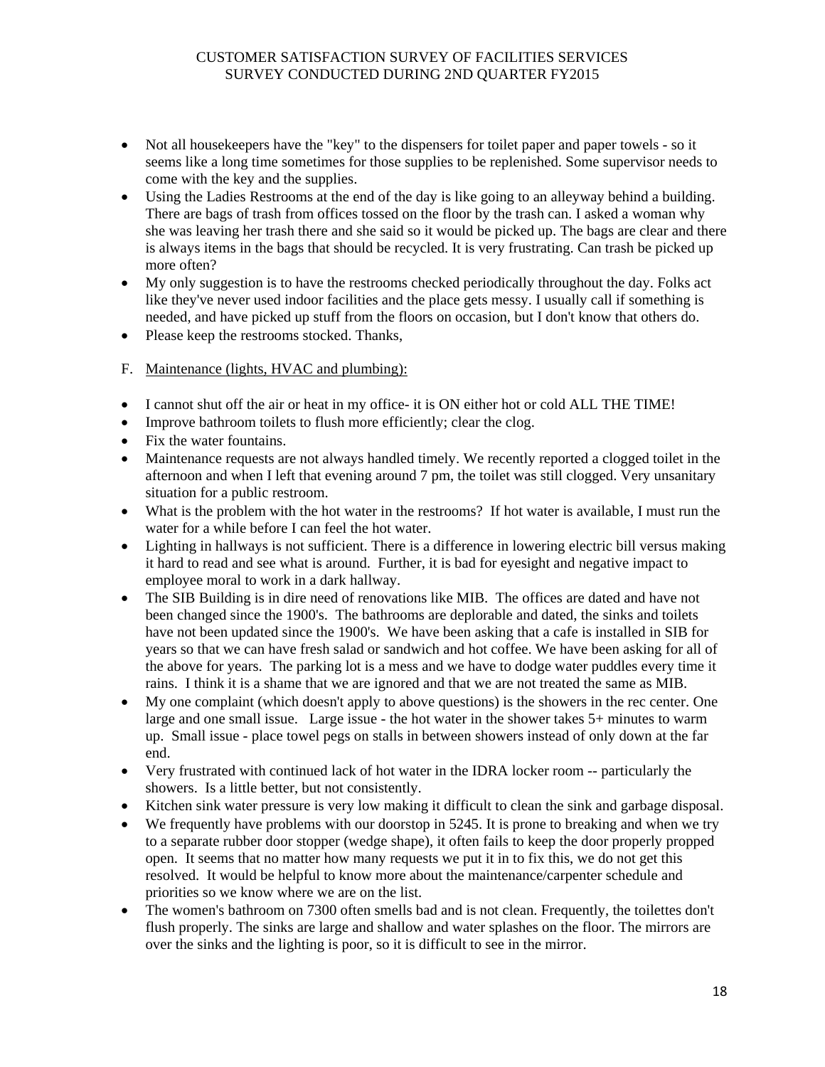- Not all housekeepers have the "key" to the dispensers for toilet paper and paper towels - so it seems like a long time sometimes for those supplies to be replenished. Some supervisor needs to come with the key and the supplies.
- Using the Ladies Restrooms at the end of the day is like going to an alleyway behind a building. There are bags of trash from offices tossed on the floor by the trash can. I asked a woman why she was leaving her trash there and she said so it would be picked up. The bags are clear and there is always items in the bags that should be recycled. It is very frustrating. Can trash be picked up more often?
- My only suggestion is to have the restrooms checked periodically throughout the day. Folks act like they've never used indoor facilities and the place gets messy. I usually call if something is needed, and have picked up stuff from the floors on occasion, but I don't know that others do.
- Please keep the restrooms stocked. Thanks,

F. Maintenance (lights, HVAC and plumbing):

- I cannot shut off the air or heat in my office- it is ON either hot or cold ALL THE TIME!
- Improve bathroom toilets to flush more efficiently; clear the clog.
- Fix the water fountains.
- Maintenance requests are not always handled timely. We recently reported a clogged toilet in the afternoon and when I left that evening around 7 pm, the toilet was still clogged. Very unsanitary situation for a public restroom.
- What is the problem with the hot water in the restrooms? If hot water is available, I must run the water for a while before I can feel the hot water.
- Lighting in hallways is not sufficient. There is a difference in lowering electric bill versus making it hard to read and see what is around. Further, it is bad for eyesight and negative impact to employee moral to work in a dark hallway.
- The SIB Building is in dire need of renovations like MIB. The offices are dated and have not been changed since the 1900's. The bathrooms are deplorable and dated, the sinks and toilets have not been updated since the 1900's. We have been asking that a cafe is installed in SIB for years so that we can have fresh salad or sandwich and hot coffee. We have been asking for all of the above for years. The parking lot is a mess and we have to dodge water puddles every time it rains. I think it is a shame that we are ignored and that we are not treated the same as MIB.
- My one complaint (which doesn't apply to above questions) is the showers in the rec center. One large and one small issue. Large issue - the hot water in the shower takes 5+ minutes to warm up. Small issue - place towel pegs on stalls in between showers instead of only down at the far end.
- Very frustrated with continued lack of hot water in the IDRA locker room -- particularly the showers. Is a little better, but not consistently.
- Kitchen sink water pressure is very low making it difficult to clean the sink and garbage disposal.
- We frequently have problems with our doorstop in 5245. It is prone to breaking and when we try to a separate rubber door stopper (wedge shape), it often fails to keep the door properly propped open. It seems that no matter how many requests we put it in to fix this, we do not get this resolved. It would be helpful to know more about the maintenance/carpenter schedule and priorities so we know where we are on the list.
- The women's bathroom on 7300 often smells bad and is not clean. Frequently, the toilettes don't flush properly. The sinks are large and shallow and water splashes on the floor. The mirrors are over the sinks and the lighting is poor, so it is difficult to see in the mirror.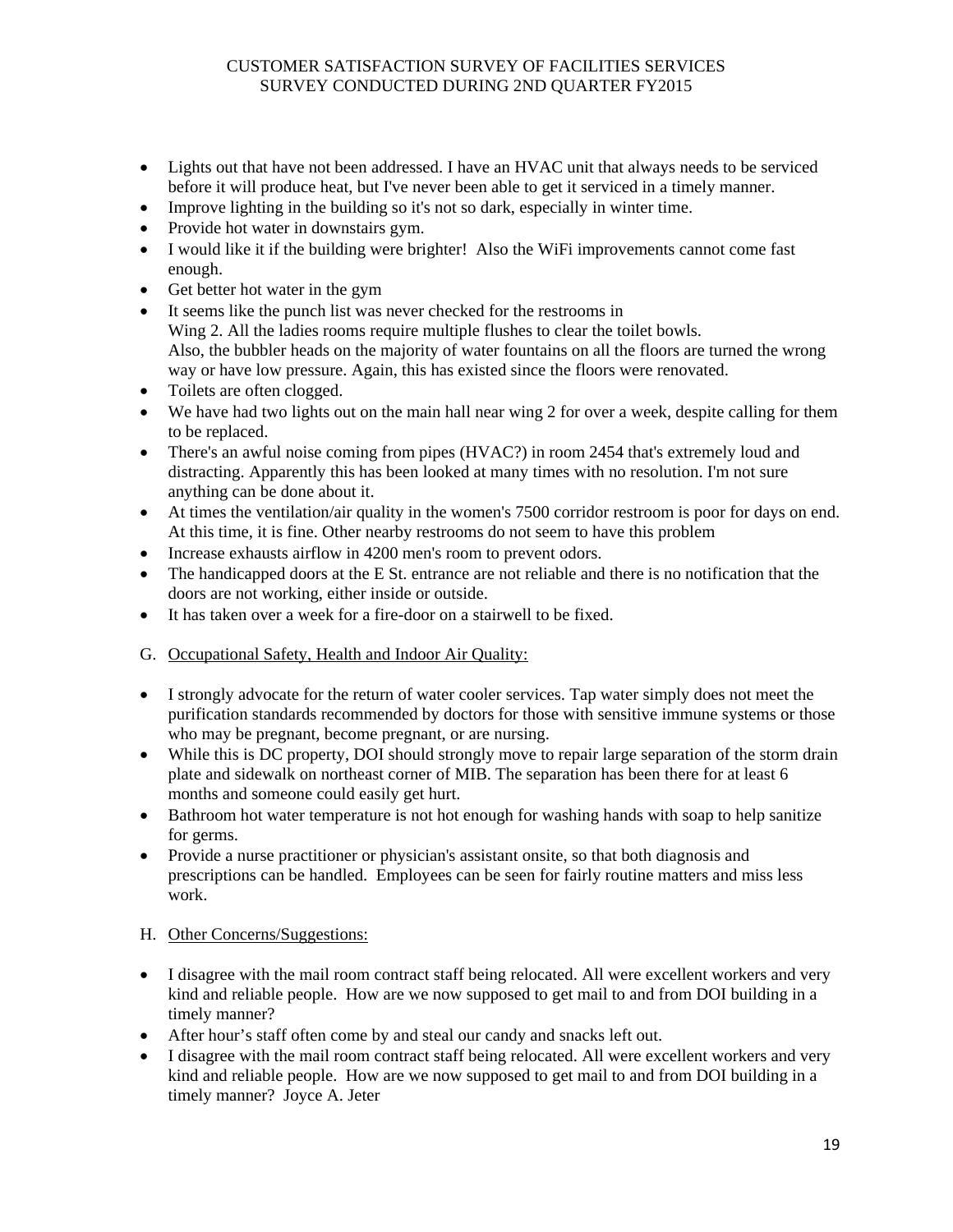- Lights out that have not been addressed. I have an HVAC unit that always needs to be serviced before it will produce heat, but I've never been able to get it serviced in a timely manner.
- Improve lighting in the building so it's not so dark, especially in winter time.
- Provide hot water in downstairs gym.
- I would like it if the building were brighter! Also the WiFi improvements cannot come fast enough.
- Get better hot water in the gym
- It seems like the punch list was never checked for the restrooms in Wing 2. All the ladies rooms require multiple flushes to clear the toilet bowls. Also, the bubbler heads on the majority of water fountains on all the floors are turned the wrong way or have low pressure. Again, this has existed since the floors were renovated.
- Toilets are often clogged.
- We have had two lights out on the main hall near wing 2 for over a week, despite calling for them to be replaced.
- There's an awful noise coming from pipes (HVAC?) in room 2454 that's extremely loud and distracting. Apparently this has been looked at many times with no resolution. I'm not sure anything can be done about it.
- At times the ventilation/air quality in the women's 7500 corridor restroom is poor for days on end. At this time, it is fine. Other nearby restrooms do not seem to have this problem
- Increase exhausts airflow in 4200 men's room to prevent odors.
- The handicapped doors at the E St. entrance are not reliable and there is no notification that the doors are not working, either inside or outside.
- It has taken over a week for a fire-door on a stairwell to be fixed.

G. <u>Occupational Safety, Health and Indoor Air Quality:</u>

- I strongly advocate for the return of water cooler services. Tap water simply does not meet the purification standards recommended by doctors for those with sensitive immune systems or those who may be pregnant, become pregnant, or are nursing.
- While this is DC property, DOI should strongly move to repair large separation of the storm drain plate and sidewalk on northeast corner of MIB. The separation has been there for at least 6 months and someone could easily get hurt.
- Bathroom hot water temperature is not hot enough for washing hands with soap to help sanitize for germs.
- Provide a nurse practitioner or physician's assistant onsite, so that both diagnosis and prescriptions can be handled. Employees can be seen for fairly routine matters and miss less work.

H. <u>Other Concerns/Suggestions:</u>

- I disagree with the mail room contract staff being relocated. All were excellent workers and very kind and reliable people. How are we now supposed to get mail to and from DOI building in a timely manner?
- After hour's staff often come by and steal our candy and snacks left out.
- I disagree with the mail room contract staff being relocated. All were excellent workers and very kind and reliable people. How are we now supposed to get mail to and from DOI building in a timely manner? Joyce A. Jeter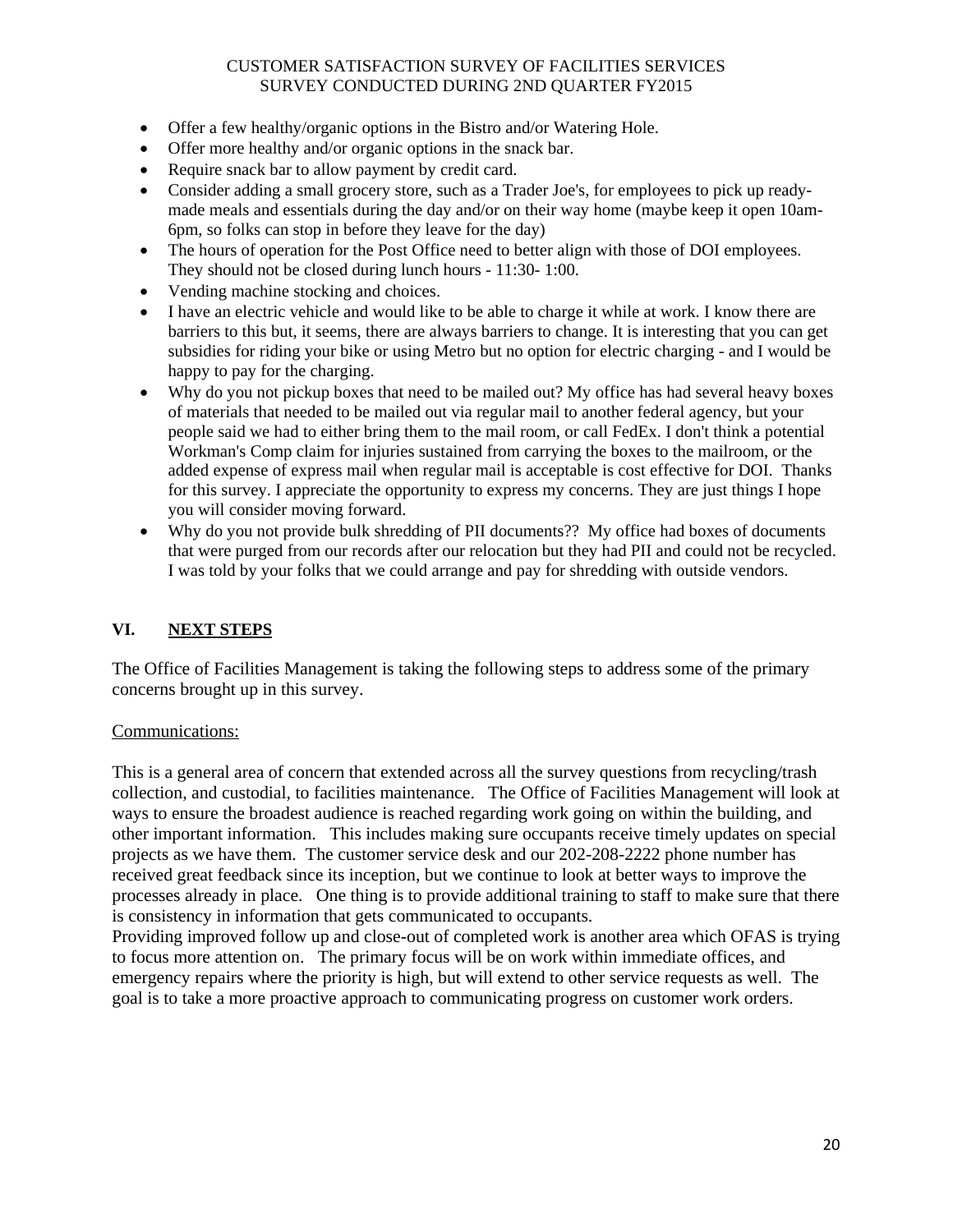- Offer a few healthy/organic options in the Bistro and/or Watering Hole.
- Offer more healthy and/or organic options in the snack bar.
- Require snack bar to allow payment by credit card.
- Consider adding a small grocery store, such as a Trader Joe's, for employees to pick up ready-made meals and essentials during the day and/or on their way home (maybe keep it open 10am-6pm, so folks can stop in before they leave for the day)
- The hours of operation for the Post Office need to better align with those of DOI employees. They should not be closed during lunch hours - 11:30- 1:00.
- Vending machine stocking and choices.
- I have an electric vehicle and would like to be able to charge it while at work. I know there are barriers to this but, it seems, there are always barriers to change. It is interesting that you can get subsidies for riding your bike or using Metro but no option for electric charging - and I would be happy to pay for the charging.
- Why do you not pickup boxes that need to be mailed out? My office has had several heavy boxes of materials that needed to be mailed out via regular mail to another federal agency, but your people said we had to either bring them to the mail room, or call FedEx. I don't think a potential Workman's Comp claim for injuries sustained from carrying the boxes to the mailroom, or the added expense of express mail when regular mail is acceptable is cost effective for DOI. Thanks for this survey. I appreciate the opportunity to express my concerns. They are just things I hope you will consider moving forward.
- Why do you not provide bulk shredding of PII documents?? My office had boxes of documents that were purged from our records after our relocation but they had PII and could not be recycled. I was told by your folks that we could arrange and pay for shredding with outside vendors.

## VI. NEXT STEPS

The Office of Facilities Management is taking the following steps to address some of the primary concerns brought up in this survey.

Communications:

This is a general area of concern that extended across all the survey questions from recycling/trash collection, and custodial, to facilities maintenance. The Office of Facilities Management will look at ways to ensure the broadest audience is reached regarding work going on within the building, and other important information. This includes making sure occupants receive timely updates on special projects as we have them. The customer service desk and our 202-208-2222 phone number has received great feedback since its inception, but we continue to look at better ways to improve the processes already in place. One thing is to provide additional training to staff to make sure that there is consistency in information that gets communicated to occupants.

Providing improved follow up and close-out of completed work is another area which OFAS is trying to focus more attention on. The primary focus will be on work within immediate offices, and emergency repairs where the priority is high, but will extend to other service requests as well. The goal is to take a more proactive approach to communicating progress on customer work orders.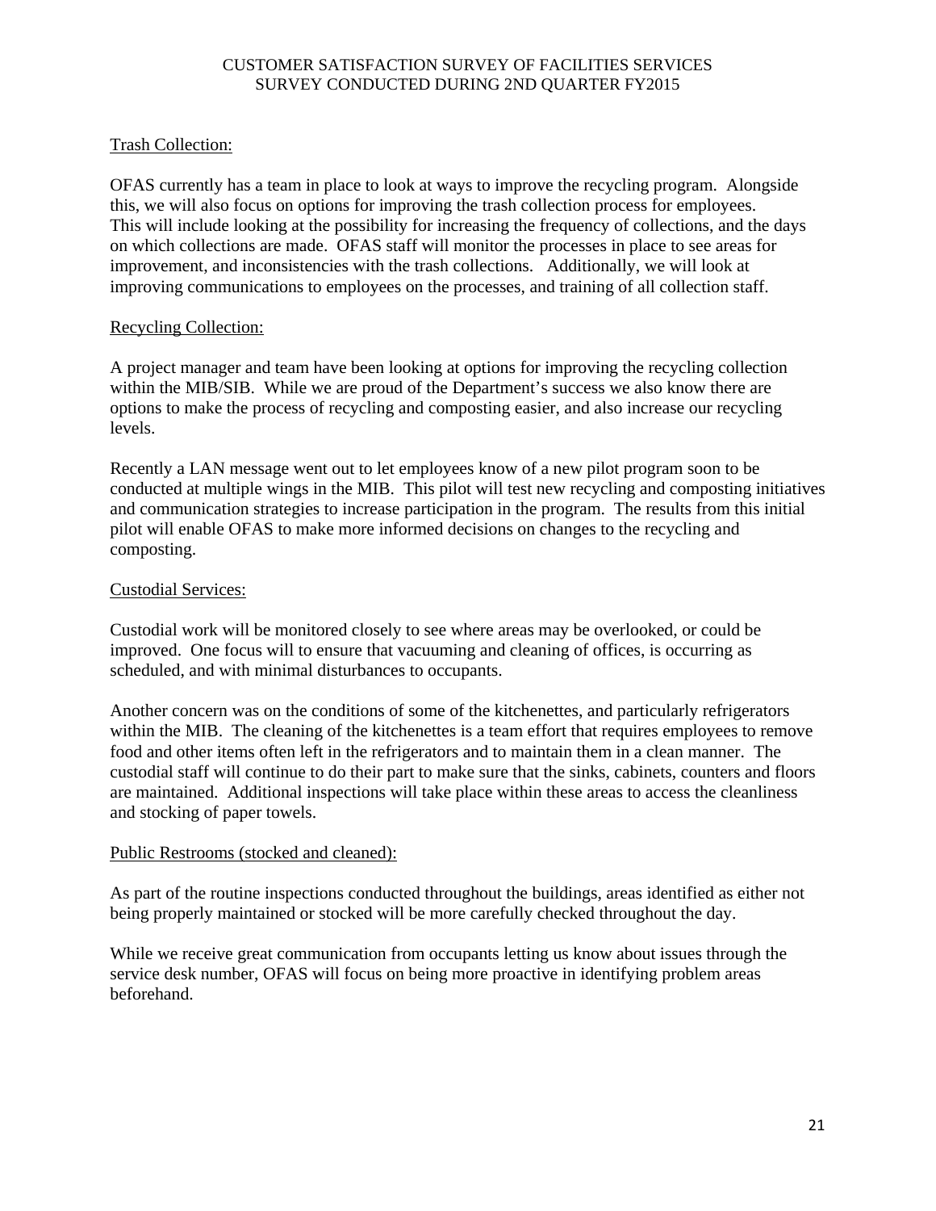Trash Collection:

OFAS currently has a team in place to look at ways to improve the recycling program. Alongside this, we will also focus on options for improving the trash collection process for employees. This will include looking at the possibility for increasing the frequency of collections, and the days on which collections are made. OFAS staff will monitor the processes in place to see areas for improvement, and inconsistencies with the trash collections. Additionally, we will look at improving communications to employees on the processes, and training of all collection staff.

Recycling Collection:

A project manager and team have been looking at options for improving the recycling collection within the MIB/SIB. While we are proud of the Department's success we also know there are options to make the process of recycling and composting easier, and also increase our recycling levels.

Recently a LAN message went out to let employees know of a new pilot program soon to be conducted at multiple wings in the MIB. This pilot will test new recycling and composting initiatives and communication strategies to increase participation in the program. The results from this initial pilot will enable OFAS to make more informed decisions on changes to the recycling and composting.

Custodial Services:

Custodial work will be monitored closely to see where areas may be overlooked, or could be improved. One focus will to ensure that vacuuming and cleaning of offices, is occurring as scheduled, and with minimal disturbances to occupants.

Another concern was on the conditions of some of the kitchenettes, and particularly refrigerators within the MIB. The cleaning of the kitchenettes is a team effort that requires employees to remove food and other items often left in the refrigerators and to maintain them in a clean manner. The custodial staff will continue to do their part to make sure that the sinks, cabinets, counters and floors are maintained. Additional inspections will take place within these areas to access the cleanliness and stocking of paper towels.

Public Restrooms (stocked and cleaned):

As part of the routine inspections conducted throughout the buildings, areas identified as either not being properly maintained or stocked will be more carefully checked throughout the day.

While we receive great communication from occupants letting us know about issues through the service desk number, OFAS will focus on being more proactive in identifying problem areas beforehand.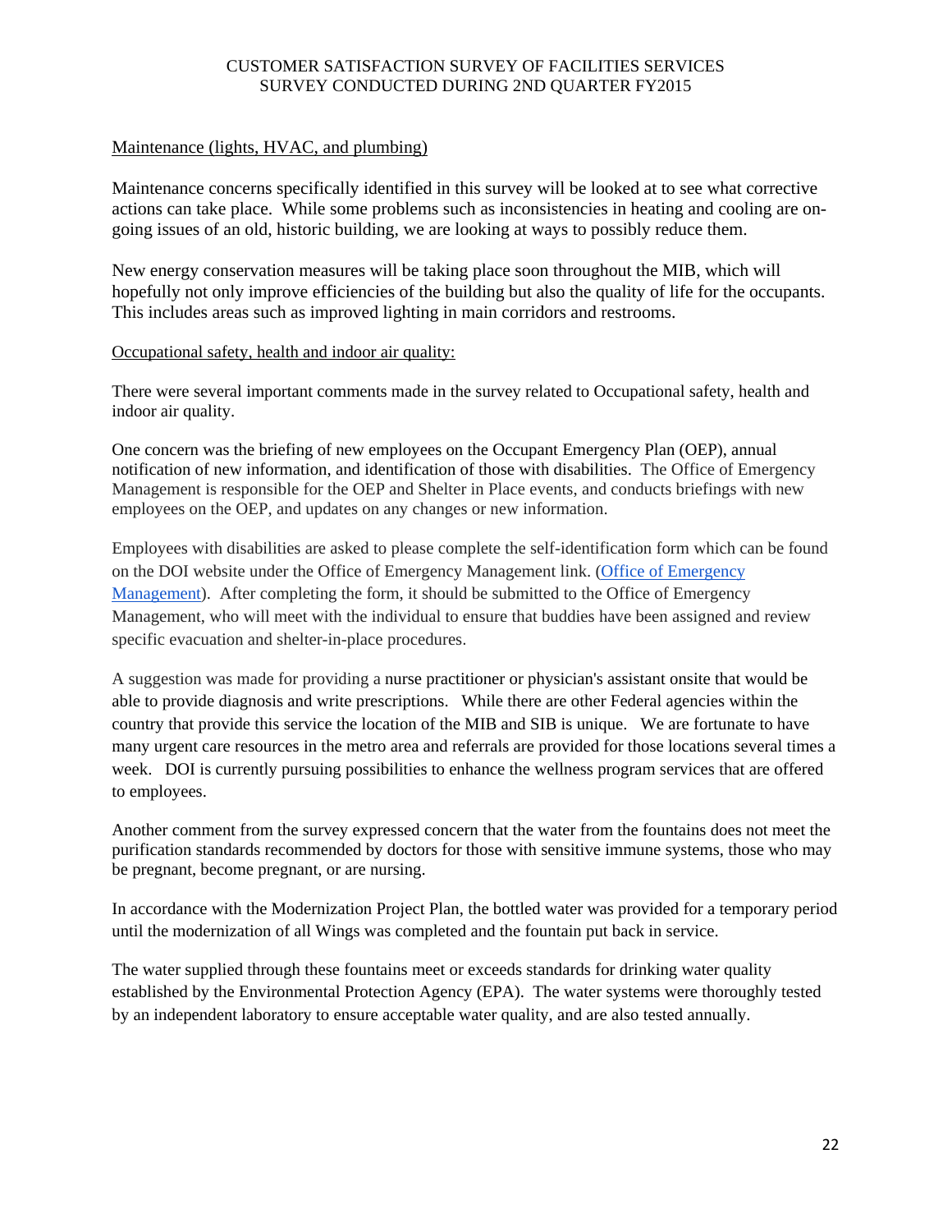Maintenance (lights, HVAC, and plumbing)

Maintenance concerns specifically identified in this survey will be looked at to see what corrective actions can take place. While some problems such as inconsistencies in heating and cooling are on-going issues of an old, historic building, we are looking at ways to possibly reduce them.

New energy conservation measures will be taking place soon throughout the MIB, which will hopefully not only improve efficiencies of the building but also the quality of life for the occupants. This includes areas such as improved lighting in main corridors and restrooms.

Occupational safety, health and indoor air quality:

There were several important comments made in the survey related to Occupational safety, health and indoor air quality.

One concern was the briefing of new employees on the Occupant Emergency Plan (OEP), annual notification of new information, and identification of those with disabilities. The Office of Emergency Management is responsible for the OEP and Shelter in Place events, and conducts briefings with new employees on the OEP, and updates on any changes or new information.

Employees with disabilities are asked to please complete the self-identification form which can be found on the DOI website under the Office of Emergency Management link. (Office of Emergency Management). After completing the form, it should be submitted to the Office of Emergency Management, who will meet with the individual to ensure that buddies have been assigned and review specific evacuation and shelter-in-place procedures.

A suggestion was made for providing a nurse practitioner or physician's assistant onsite that would be able to provide diagnosis and write prescriptions. While there are other Federal agencies within the country that provide this service the location of the MIB and SIB is unique. We are fortunate to have many urgent care resources in the metro area and referrals are provided for those locations several times a week. DOI is currently pursuing possibilities to enhance the wellness program services that are offered to employees.

Another comment from the survey expressed concern that the water from the fountains does not meet the purification standards recommended by doctors for those with sensitive immune systems, those who may be pregnant, become pregnant, or are nursing.

In accordance with the Modernization Project Plan, the bottled water was provided for a temporary period until the modernization of all Wings was completed and the fountain put back in service.

The water supplied through these fountains meet or exceeds standards for drinking water quality established by the Environmental Protection Agency (EPA). The water systems were thoroughly tested by an independent laboratory to ensure acceptable water quality, and are also tested annually.